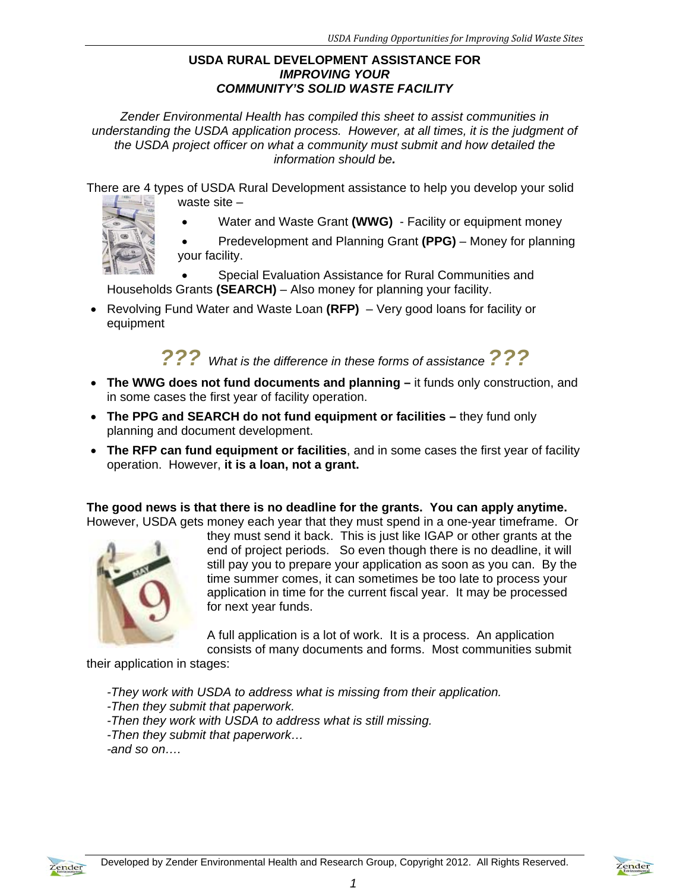# USDA RURAL DEVELOPMENT ASSISTANCE FOR *IMPROVING YOUR COMMUNITY'S SOLID WASTE FACILITY*

*Zender Environmental Health has compiled this sheet to assist communities in understanding the USDA application process. However, at all times, it is the judgment of the USDA project officer on what a community must submit and how detailed the information should be.*

There are 4 types of USDA Rural Development assistance to help you develop your solid waste site –

- Water and Waste Grant **(WWG)** - Facility or equipment money
- Predevelopment and Planning Grant **(PPG)** – Money for planning your facility.
- Special Evaluation Assistance for Rural Communities and Households Grants **(SEARCH)** – Also money for planning your facility.
- Revolving Fund Water and Waste Loan **(RFP)** – Very good loans for facility or equipment

## ??? *What is the difference in these forms of assistance* ???

- **The WWG does not fund documents and planning –** it funds only construction, and in some cases the first year of facility operation.
- **The PPG and SEARCH do not fund equipment or facilities –** they fund only planning and document development.
- **The RFP can fund equipment or facilities**, and in some cases the first year of facility operation. However, **it is a loan, not a grant.**

**The good news is that there is no deadline for the grants. You can apply anytime.** However, USDA gets money each year that they must spend in a one-year timeframe. Or they must send it back. This is just like IGAP or other grants at the end of project periods. So even though there is no deadline, it will still pay you to prepare your application as soon as you can. By the time summer comes, it can sometimes be too late to process your application in time for the current fiscal year. It may be processed for next year funds.

A full application is a lot of work. It is a process. An application consists of many documents and forms. Most communities submit their application in stages:

*-They work with USDA to address what is missing from their application.*
*-Then they submit that paperwork.*
*-Then they work with USDA to address what is still missing.*
*-Then they submit that paperwork…*
*-and so on….*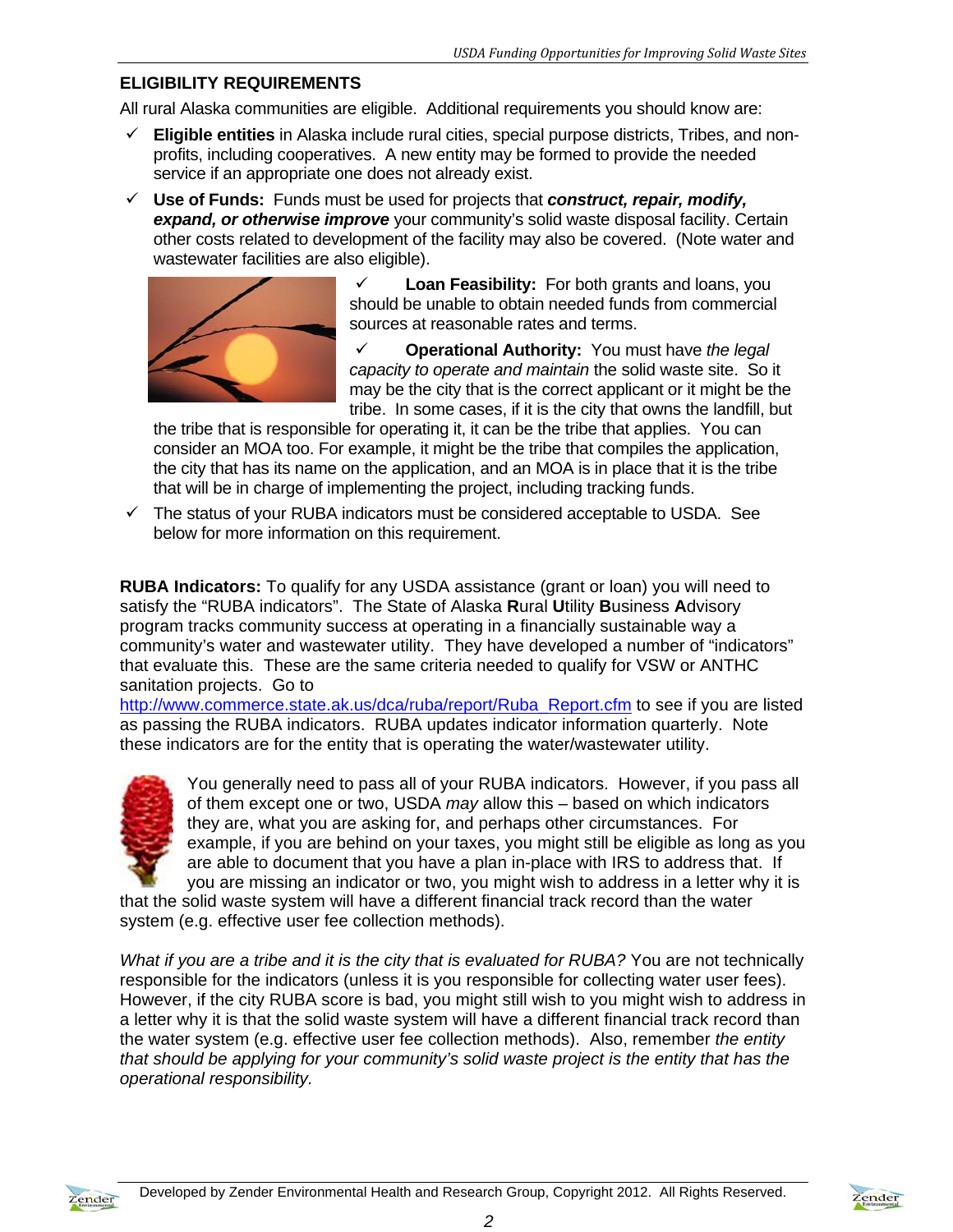## ELIGIBILITY REQUIREMENTS

All rural Alaska communities are eligible. Additional requirements you should know are:

- ✓ **Eligible entities** in Alaska include rural cities, special purpose districts, Tribes, and non-profits, including cooperatives. A new entity may be formed to provide the needed service if an appropriate one does not already exist.
- ✓ **Use of Funds:** Funds must be used for projects that ***construct, repair, modify, expand, or otherwise improve*** your community's solid waste disposal facility. Certain other costs related to development of the facility may also be covered. (Note water and wastewater facilities are also eligible).
- ✓ **Loan Feasibility:** For both grants and loans, you should be unable to obtain needed funds from commercial sources at reasonable rates and terms.
- ✓ **Operational Authority:** You must have *the legal capacity to operate and maintain* the solid waste site. So it may be the city that is the correct applicant or it might be the tribe. In some cases, if it is the city that owns the landfill, but the tribe that is responsible for operating it, it can be the tribe that applies. You can consider an MOA too. For example, it might be the tribe that compiles the application, the city that has its name on the application, and an MOA is in place that it is the tribe that will be in charge of implementing the project, including tracking funds.
- ✓ The status of your RUBA indicators must be considered acceptable to USDA. See below for more information on this requirement.

**RUBA Indicators:** To qualify for any USDA assistance (grant or loan) you will need to satisfy the "RUBA indicators". The State of Alaska **R**ural **U**tility **B**usiness **A**dvisory program tracks community success at operating in a financially sustainable way a community's water and wastewater utility. They have developed a number of "indicators" that evaluate this. These are the same criteria needed to qualify for VSW or ANTHC sanitation projects. Go to http://www.commerce.state.ak.us/dca/ruba/report/Ruba_Report.cfm to see if you are listed as passing the RUBA indicators. RUBA updates indicator information quarterly. Note these indicators are for the entity that is operating the water/wastewater utility.

You generally need to pass all of your RUBA indicators. However, if you pass all of them except one or two, USDA *may* allow this – based on which indicators they are, what you are asking for, and perhaps other circumstances. For example, if you are behind on your taxes, you might still be eligible as long as you are able to document that you have a plan in-place with IRS to address that. If you are missing an indicator or two, you might wish to address in a letter why it is that the solid waste system will have a different financial track record than the water system (e.g. effective user fee collection methods).

*What if you are a tribe and it is the city that is evaluated for RUBA?* You are not technically responsible for the indicators (unless it is you responsible for collecting water user fees). However, if the city RUBA score is bad, you might still wish to you might wish to address in a letter why it is that the solid waste system will have a different financial track record than the water system (e.g. effective user fee collection methods). Also, remember *the entity that should be applying for your community's solid waste project is the entity that has the operational responsibility.*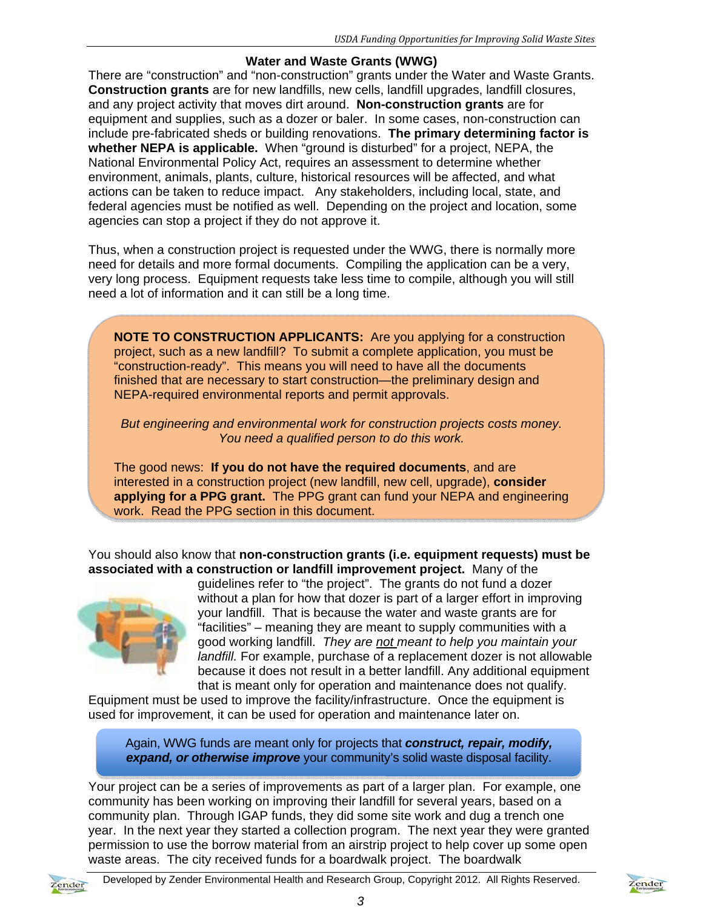## Water and Waste Grants (WWG)

There are "construction" and "non-construction" grants under the Water and Waste Grants. **Construction grants** are for new landfills, new cells, landfill upgrades, landfill closures, and any project activity that moves dirt around. **Non-construction grants** are for equipment and supplies, such as a dozer or baler. In some cases, non-construction can include pre-fabricated sheds or building renovations. **The primary determining factor is whether NEPA is applicable.** When "ground is disturbed" for a project, NEPA, the National Environmental Policy Act, requires an assessment to determine whether environment, animals, plants, culture, historical resources will be affected, and what actions can be taken to reduce impact. Any stakeholders, including local, state, and federal agencies must be notified as well. Depending on the project and location, some agencies can stop a project if they do not approve it.

Thus, when a construction project is requested under the WWG, there is normally more need for details and more formal documents. Compiling the application can be a very, very long process. Equipment requests take less time to compile, although you will still need a lot of information and it can still be a long time.

> **NOTE TO CONSTRUCTION APPLICANTS:** Are you applying for a construction project, such as a new landfill? To submit a complete application, you must be "construction-ready". This means you will need to have all the documents finished that are necessary to start construction—the preliminary design and NEPA-required environmental reports and permit approvals.
>
> *But engineering and environmental work for construction projects costs money. You need a qualified person to do this work.*
>
> The good news: **If you do not have the required documents**, and are interested in a construction project (new landfill, new cell, upgrade), **consider applying for a PPG grant.** The PPG grant can fund your NEPA and engineering work. Read the PPG section in this document.

You should also know that **non-construction grants (i.e. equipment requests) must be associated with a construction or landfill improvement project.** Many of the guidelines refer to "the project". The grants do not fund a dozer without a plan for how that dozer is part of a larger effort in improving your landfill. That is because the water and waste grants are for "facilities" – meaning they are meant to supply communities with a good working landfill. *They are not meant to help you maintain your landfill.* For example, purchase of a replacement dozer is not allowable because it does not result in a better landfill. Any additional equipment that is meant only for operation and maintenance does not qualify. Equipment must be used to improve the facility/infrastructure. Once the equipment is used for improvement, it can be used for operation and maintenance later on.

> Again, WWG funds are meant only for projects that ***construct, repair, modify, expand, or otherwise improve*** your community's solid waste disposal facility.

Your project can be a series of improvements as part of a larger plan. For example, one community has been working on improving their landfill for several years, based on a community plan. Through IGAP funds, they did some site work and dug a trench one year. In the next year they started a collection program. The next year they were granted permission to use the borrow material from an airstrip project to help cover up some open waste areas. The city received funds for a boardwalk project. The boardwalk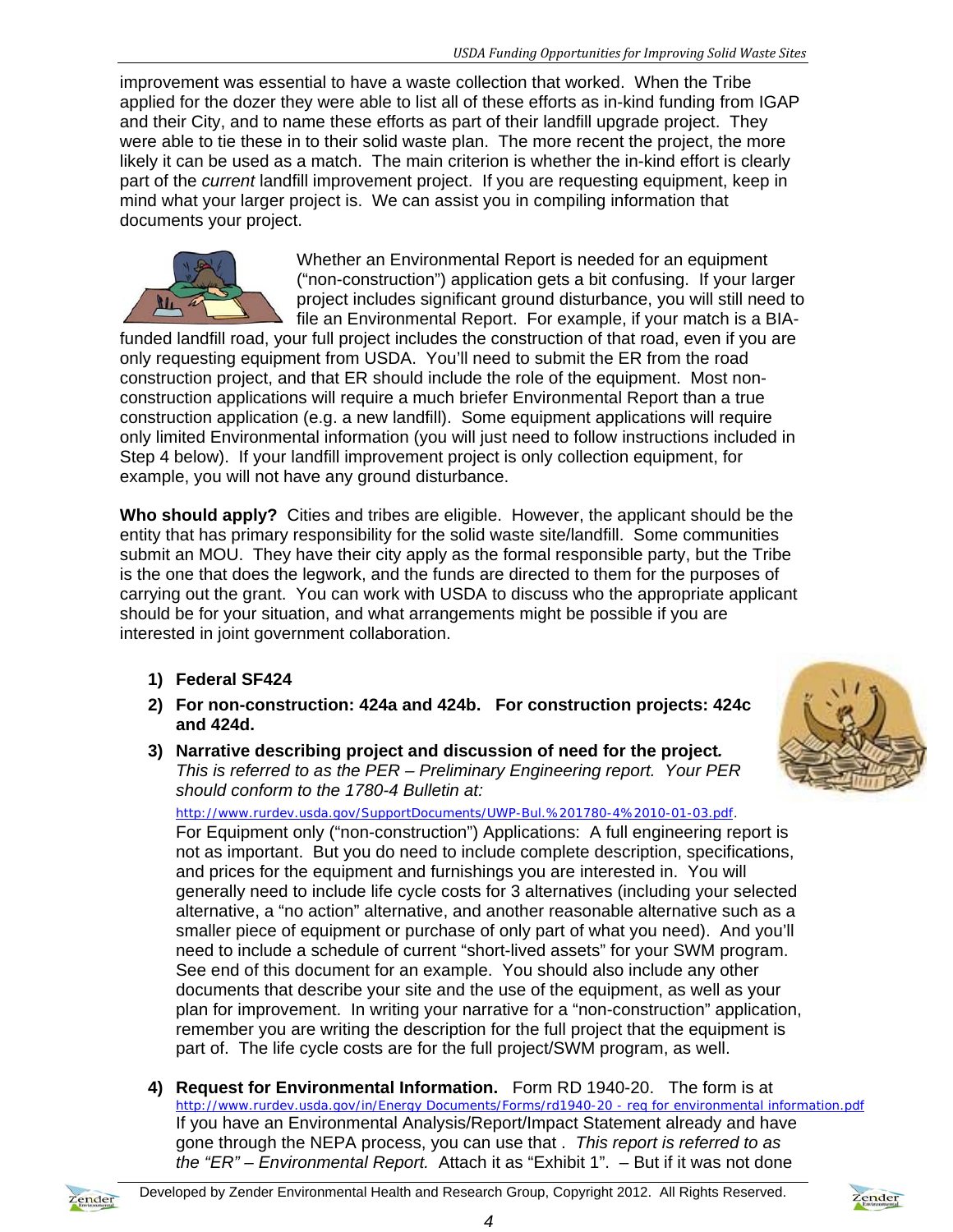improvement was essential to have a waste collection that worked. When the Tribe applied for the dozer they were able to list all of these efforts as in-kind funding from IGAP and their City, and to name these efforts as part of their landfill upgrade project. They were able to tie these in to their solid waste plan. The more recent the project, the more likely it can be used as a match. The main criterion is whether the in-kind effort is clearly part of the *current* landfill improvement project. If you are requesting equipment, keep in mind what your larger project is. We can assist you in compiling information that documents your project.

Whether an Environmental Report is needed for an equipment ("non-construction") application gets a bit confusing. If your larger project includes significant ground disturbance, you will still need to file an Environmental Report. For example, if your match is a BIA-funded landfill road, your full project includes the construction of that road, even if you are only requesting equipment from USDA. You'll need to submit the ER from the road construction project, and that ER should include the role of the equipment. Most non-construction applications will require a much briefer Environmental Report than a true construction application (e.g. a new landfill). Some equipment applications will require only limited Environmental information (you will just need to follow instructions included in Step 4 below). If your landfill improvement project is only collection equipment, for example, you will not have any ground disturbance.

**Who should apply?** Cities and tribes are eligible. However, the applicant should be the entity that has primary responsibility for the solid waste site/landfill. Some communities submit an MOU. They have their city apply as the formal responsible party, but the Tribe is the one that does the legwork, and the funds are directed to them for the purposes of carrying out the grant. You can work with USDA to discuss who the appropriate applicant should be for your situation, and what arrangements might be possible if you are interested in joint government collaboration.

1) **Federal SF424**
2) **For non-construction: 424a and 424b. For construction projects: 424c and 424d.**
3) **Narrative describing project and discussion of need for the project.** *This is referred to as the PER – Preliminary Engineering report. Your PER should conform to the 1780-4 Bulletin at:* http://www.rurdev.usda.gov/SupportDocuments/UWP-Bul.%201780-4%2010-01-03.pdf.
   For Equipment only ("non-construction") Applications: A full engineering report is not as important. But you do need to include complete description, specifications, and prices for the equipment and furnishings you are interested in. You will generally need to include life cycle costs for 3 alternatives (including your selected alternative, a "no action" alternative, and another reasonable alternative such as a smaller piece of equipment or purchase of only part of what you need). And you'll need to include a schedule of current "short-lived assets" for your SWM program. See end of this document for an example. You should also include any other documents that describe your site and the use of the equipment, as well as your plan for improvement. In writing your narrative for a "non-construction" application, remember you are writing the description for the full project that the equipment is part of. The life cycle costs are for the full project/SWM program, as well.
4) **Request for Environmental Information.** Form RD 1940-20. The form is at http://www.rurdev.usda.gov/in/Energy Documents/Forms/rd1940-20 - req for environmental information.pdf
   If you have an Environmental Analysis/Report/Impact Statement already and have gone through the NEPA process, you can use that . *This report is referred to as the "ER" – Environmental Report.* Attach it as "Exhibit 1". – But if it was not done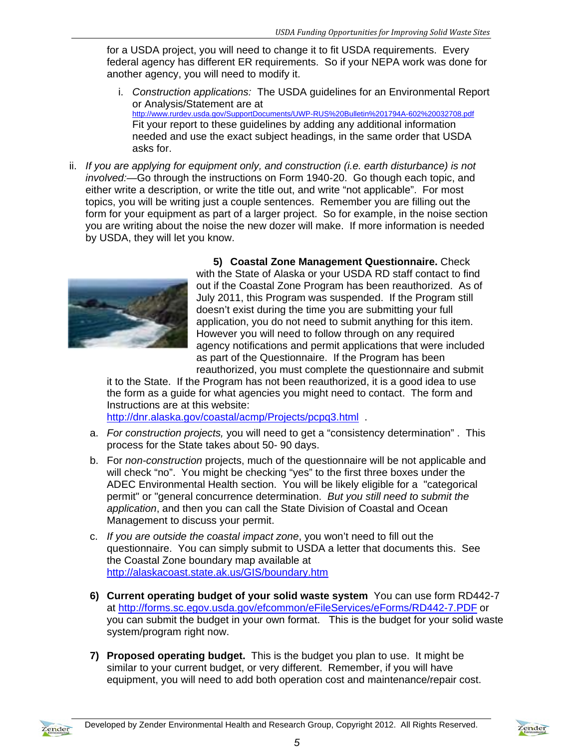for a USDA project, you will need to change it to fit USDA requirements. Every federal agency has different ER requirements. So if your NEPA work was done for another agency, you will need to modify it.

i. *Construction applications:* The USDA guidelines for an Environmental Report or Analysis/Statement are at http://www.rurdev.usda.gov/SupportDocuments/UWP-RUS%20Bulletin%201794A-602%20032708.pdf Fit your report to these guidelines by adding any additional information needed and use the exact subject headings, in the same order that USDA asks for.

ii. *If you are applying for equipment only, and construction (i.e. earth disturbance) is not involved:*—Go through the instructions on Form 1940-20. Go though each topic, and either write a description, or write the title out, and write "not applicable". For most topics, you will be writing just a couple sentences. Remember you are filling out the form for your equipment as part of a larger project. So for example, in the noise section you are writing about the noise the new dozer will make. If more information is needed by USDA, they will let you know.

5) **Coastal Zone Management Questionnaire.** Check with the State of Alaska or your USDA RD staff contact to find out if the Coastal Zone Program has been reauthorized. As of July 2011, this Program was suspended. If the Program still doesn't exist during the time you are submitting your full application, you do not need to submit anything for this item. However you will need to follow through on any required agency notifications and permit applications that were included as part of the Questionnaire. If the Program has been reauthorized, you must complete the questionnaire and submit it to the State. If the Program has not been reauthorized, it is a good idea to use the form as a guide for what agencies you might need to contact. The form and Instructions are at this website: http://dnr.alaska.gov/coastal/acmp/Projects/pcpq3.html .

a. *For construction projects,* you will need to get a "consistency determination". This process for the State takes about 50- 90 days.

b. For *non-construction* projects, much of the questionnaire will be not applicable and will check "no". You might be checking "yes" to the first three boxes under the ADEC Environmental Health section. You will be likely eligible for a "categorical permit" or "general concurrence determination. *But you still need to submit the application*, and then you can call the State Division of Coastal and Ocean Management to discuss your permit.

c. *If you are outside the coastal impact zone*, you won't need to fill out the questionnaire. You can simply submit to USDA a letter that documents this. See the Coastal Zone boundary map available at http://alaskacoast.state.ak.us/GIS/boundary.htm

6) **Current operating budget of your solid waste system** You can use form RD442-7 at http://forms.sc.egov.usda.gov/efcommon/eFileServices/eForms/RD442-7.PDF or you can submit the budget in your own format. This is the budget for your solid waste system/program right now.

7) **Proposed operating budget.** This is the budget you plan to use. It might be similar to your current budget, or very different. Remember, if you will have equipment, you will need to add both operation cost and maintenance/repair cost.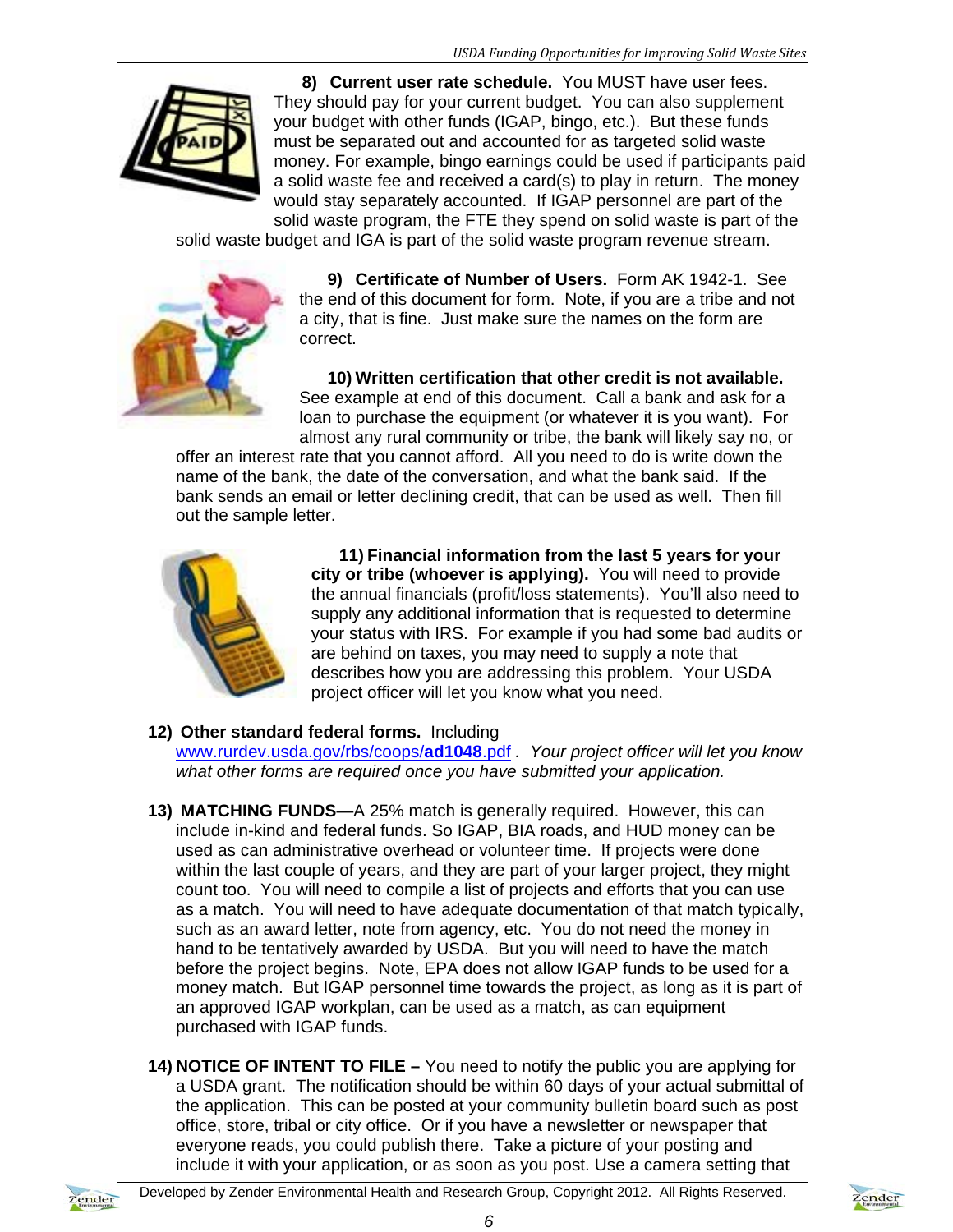**8) Current user rate schedule.** You MUST have user fees. They should pay for your current budget. You can also supplement your budget with other funds (IGAP, bingo, etc.). But these funds must be separated out and accounted for as targeted solid waste money. For example, bingo earnings could be used if participants paid a solid waste fee and received a card(s) to play in return. The money would stay separately accounted. If IGAP personnel are part of the solid waste program, the FTE they spend on solid waste is part of the solid waste budget and IGA is part of the solid waste program revenue stream.

**9) Certificate of Number of Users.** Form AK 1942-1. See the end of this document for form. Note, if you are a tribe and not a city, that is fine. Just make sure the names on the form are correct.

**10) Written certification that other credit is not available.** See example at end of this document. Call a bank and ask for a loan to purchase the equipment (or whatever it is you want). For almost any rural community or tribe, the bank will likely say no, or offer an interest rate that you cannot afford. All you need to do is write down the name of the bank, the date of the conversation, and what the bank said. If the bank sends an email or letter declining credit, that can be used as well. Then fill out the sample letter.

**11) Financial information from the last 5 years for your city or tribe (whoever is applying).** You will need to provide the annual financials (profit/loss statements). You'll also need to supply any additional information that is requested to determine your status with IRS. For example if you had some bad audits or are behind on taxes, you may need to supply a note that describes how you are addressing this problem. Your USDA project officer will let you know what you need.

**12) Other standard federal forms.** Including www.rurdev.usda.gov/rbs/coops/**ad1048**.pdf . *Your project officer will let you know what other forms are required once you have submitted your application.*

**13) MATCHING FUNDS**—A 25% match is generally required. However, this can include in-kind and federal funds. So IGAP, BIA roads, and HUD money can be used as can administrative overhead or volunteer time. If projects were done within the last couple of years, and they are part of your larger project, they might count too. You will need to compile a list of projects and efforts that you can use as a match. You will need to have adequate documentation of that match typically, such as an award letter, note from agency, etc. You do not need the money in hand to be tentatively awarded by USDA. But you will need to have the match before the project begins. Note, EPA does not allow IGAP funds to be used for a money match. But IGAP personnel time towards the project, as long as it is part of an approved IGAP workplan, can be used as a match, as can equipment purchased with IGAP funds.

**14) NOTICE OF INTENT TO FILE –** You need to notify the public you are applying for a USDA grant. The notification should be within 60 days of your actual submittal of the application. This can be posted at your community bulletin board such as post office, store, tribal or city office. Or if you have a newsletter or newspaper that everyone reads, you could publish there. Take a picture of your posting and include it with your application, or as soon as you post. Use a camera setting that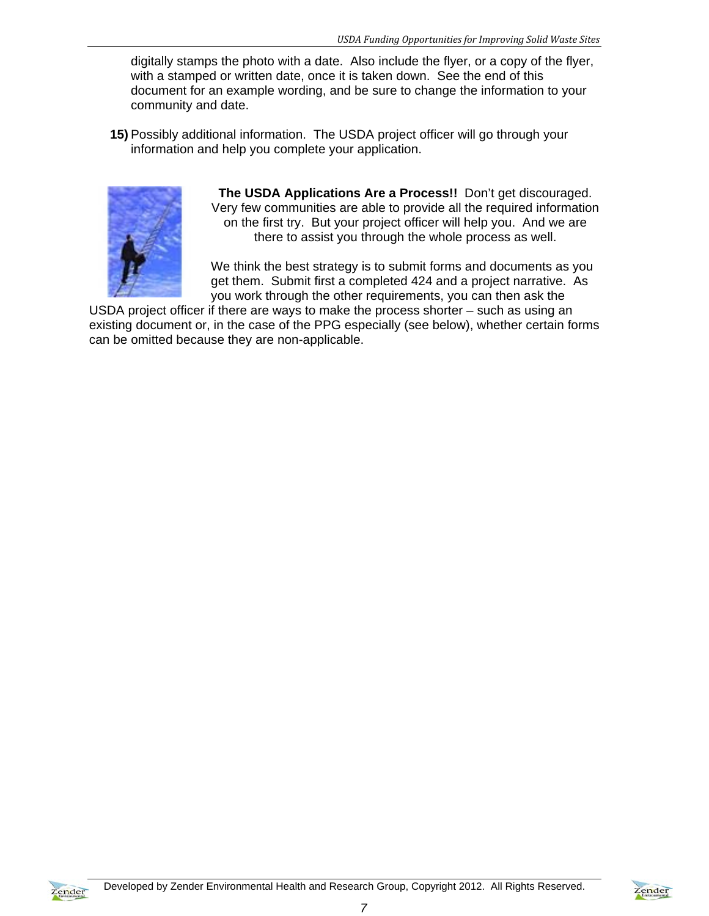digitally stamps the photo with a date. Also include the flyer, or a copy of the flyer, with a stamped or written date, once it is taken down. See the end of this document for an example wording, and be sure to change the information to your community and date.

**15)** Possibly additional information. The USDA project officer will go through your information and help you complete your application.

**The USDA Applications Are a Process!!** Don't get discouraged. Very few communities are able to provide all the required information on the first try. But your project officer will help you. And we are there to assist you through the whole process as well.

We think the best strategy is to submit forms and documents as you get them. Submit first a completed 424 and a project narrative. As you work through the other requirements, you can then ask the USDA project officer if there are ways to make the process shorter – such as using an existing document or, in the case of the PPG especially (see below), whether certain forms can be omitted because they are non-applicable.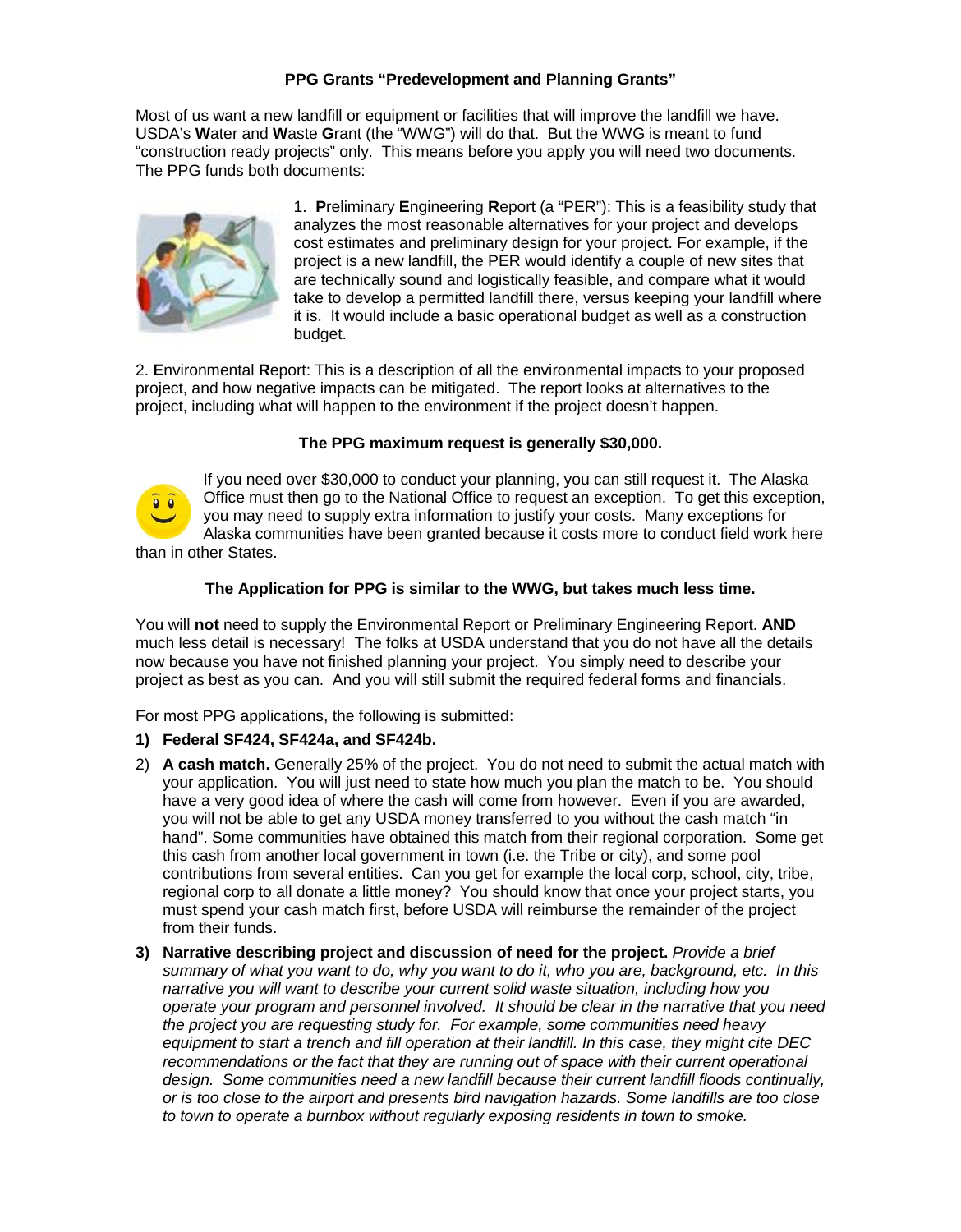**PPG Grants "Predevelopment and Planning Grants"**

Most of us want a new landfill or equipment or facilities that will improve the landfill we have. USDA's **W**ater and **W**aste **G**rant (the "WWG") will do that. But the WWG is meant to fund "construction ready projects" only. This means before you apply you will need two documents. The PPG funds both documents:

1. **P**reliminary **E**ngineering **R**eport (a "PER"): This is a feasibility study that analyzes the most reasonable alternatives for your project and develops cost estimates and preliminary design for your project. For example, if the project is a new landfill, the PER would identify a couple of new sites that are technically sound and logistically feasible, and compare what it would take to develop a permitted landfill there, versus keeping your landfill where it is. It would include a basic operational budget as well as a construction budget.

2. **E**nvironmental **R**eport: This is a description of all the environmental impacts to your proposed project, and how negative impacts can be mitigated. The report looks at alternatives to the project, including what will happen to the environment if the project doesn't happen.

**The PPG maximum request is generally $30,000.**

If you need over $30,000 to conduct your planning, you can still request it. The Alaska Office must then go to the National Office to request an exception. To get this exception, you may need to supply extra information to justify your costs. Many exceptions for Alaska communities have been granted because it costs more to conduct field work here than in other States.

**The Application for PPG is similar to the WWG, but takes much less time.**

You will **not** need to supply the Environmental Report or Preliminary Engineering Report. **AND** much less detail is necessary! The folks at USDA understand that you do not have all the details now because you have not finished planning your project. You simply need to describe your project as best as you can. And you will still submit the required federal forms and financials.

For most PPG applications, the following is submitted:

1) **Federal SF424, SF424a, and SF424b.**
2) **A cash match.** Generally 25% of the project. You do not need to submit the actual match with your application. You will just need to state how much you plan the match to be. You should have a very good idea of where the cash will come from however. Even if you are awarded, you will not be able to get any USDA money transferred to you without the cash match "in hand". Some communities have obtained this match from their regional corporation. Some get this cash from another local government in town (i.e. the Tribe or city), and some pool contributions from several entities. Can you get for example the local corp, school, city, tribe, regional corp to all donate a little money? You should know that once your project starts, you must spend your cash match first, before USDA will reimburse the remainder of the project from their funds.
3) **Narrative describing project and discussion of need for the project.** *Provide a brief summary of what you want to do, why you want to do it, who you are, background, etc. In this narrative you will want to describe your current solid waste situation, including how you operate your program and personnel involved. It should be clear in the narrative that you need the project you are requesting study for. For example, some communities need heavy equipment to start a trench and fill operation at their landfill. In this case, they might cite DEC recommendations or the fact that they are running out of space with their current operational design. Some communities need a new landfill because their current landfill floods continually, or is too close to the airport and presents bird navigation hazards. Some landfills are too close to town to operate a burnbox without regularly exposing residents in town to smoke.*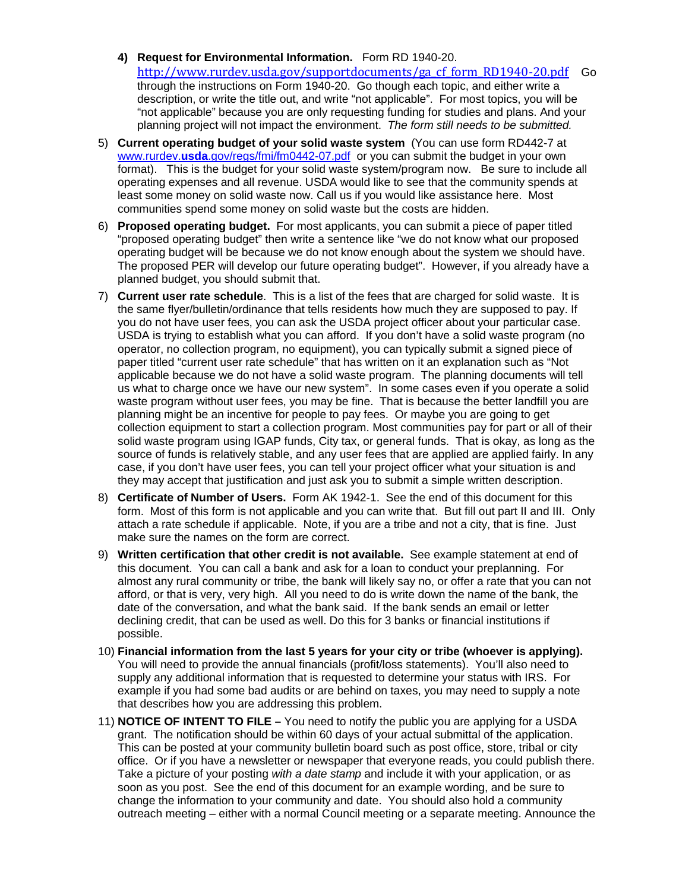4) **Request for Environmental Information.** Form RD 1940-20. http://www.rurdev.usda.gov/supportdocuments/ga_cf_form_RD1940-20.pdf Go through the instructions on Form 1940-20. Go though each topic, and either write a description, or write the title out, and write "not applicable". For most topics, you will be "not applicable" because you are only requesting funding for studies and plans. And your planning project will not impact the environment. *The form still needs to be submitted.*

5) **Current operating budget of your solid waste system** (You can use form RD442-7 at www.rurdev.**usda**.gov/regs/fmi/fm0442-07.pdf or you can submit the budget in your own format). This is the budget for your solid waste system/program now. Be sure to include all operating expenses and all revenue. USDA would like to see that the community spends at least some money on solid waste now. Call us if you would like assistance here. Most communities spend some money on solid waste but the costs are hidden.

6) **Proposed operating budget.** For most applicants, you can submit a piece of paper titled "proposed operating budget" then write a sentence like "we do not know what our proposed operating budget will be because we do not know enough about the system we should have. The proposed PER will develop our future operating budget". However, if you already have a planned budget, you should submit that.

7) **Current user rate schedule**. This is a list of the fees that are charged for solid waste. It is the same flyer/bulletin/ordinance that tells residents how much they are supposed to pay. If you do not have user fees, you can ask the USDA project officer about your particular case. USDA is trying to establish what you can afford. If you don't have a solid waste program (no operator, no collection program, no equipment), you can typically submit a signed piece of paper titled "current user rate schedule" that has written on it an explanation such as "Not applicable because we do not have a solid waste program. The planning documents will tell us what to charge once we have our new system". In some cases even if you operate a solid waste program without user fees, you may be fine. That is because the better landfill you are planning might be an incentive for people to pay fees. Or maybe you are going to get collection equipment to start a collection program. Most communities pay for part or all of their solid waste program using IGAP funds, City tax, or general funds. That is okay, as long as the source of funds is relatively stable, and any user fees that are applied are applied fairly. In any case, if you don't have user fees, you can tell your project officer what your situation is and they may accept that justification and just ask you to submit a simple written description.

8) **Certificate of Number of Users.** Form AK 1942-1. See the end of this document for this form. Most of this form is not applicable and you can write that. But fill out part II and III. Only attach a rate schedule if applicable. Note, if you are a tribe and not a city, that is fine. Just make sure the names on the form are correct.

9) **Written certification that other credit is not available.** See example statement at end of this document. You can call a bank and ask for a loan to conduct your preplanning. For almost any rural community or tribe, the bank will likely say no, or offer a rate that you can not afford, or that is very, very high. All you need to do is write down the name of the bank, the date of the conversation, and what the bank said. If the bank sends an email or letter declining credit, that can be used as well. Do this for 3 banks or financial institutions if possible.

10) **Financial information from the last 5 years for your city or tribe (whoever is applying).** You will need to provide the annual financials (profit/loss statements). You'll also need to supply any additional information that is requested to determine your status with IRS. For example if you had some bad audits or are behind on taxes, you may need to supply a note that describes how you are addressing this problem.

11) **NOTICE OF INTENT TO FILE –** You need to notify the public you are applying for a USDA grant. The notification should be within 60 days of your actual submittal of the application. This can be posted at your community bulletin board such as post office, store, tribal or city office. Or if you have a newsletter or newspaper that everyone reads, you could publish there. Take a picture of your posting *with a date stamp* and include it with your application, or as soon as you post. See the end of this document for an example wording, and be sure to change the information to your community and date. You should also hold a community outreach meeting – either with a normal Council meeting or a separate meeting. Announce the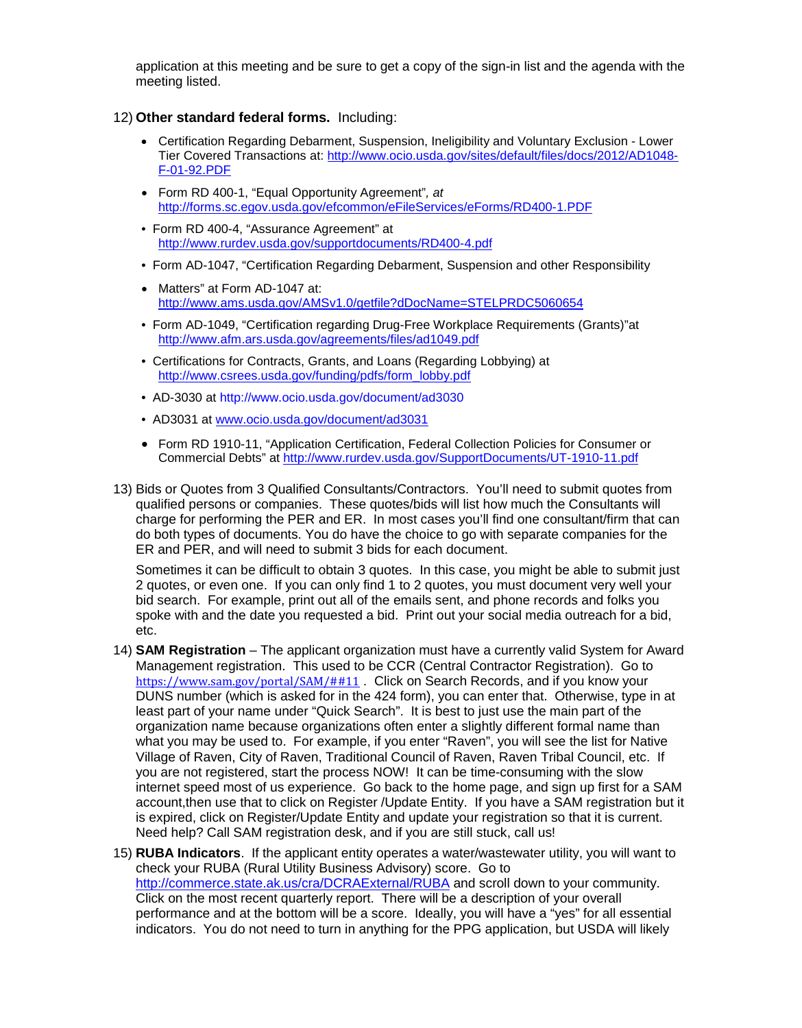application at this meeting and be sure to get a copy of the sign-in list and the agenda with the meeting listed.

12) **Other standard federal forms.** Including:

- Certification Regarding Debarment, Suspension, Ineligibility and Voluntary Exclusion - Lower Tier Covered Transactions at: http://www.ocio.usda.gov/sites/default/files/docs/2012/AD1048-F-01-92.PDF
- Form RD 400-1, "Equal Opportunity Agreement", *at* http://forms.sc.egov.usda.gov/efcommon/eFileServices/eForms/RD400-1.PDF
- Form RD 400-4, "Assurance Agreement" at http://www.rurdev.usda.gov/supportdocuments/RD400-4.pdf
- Form AD-1047, "Certification Regarding Debarment, Suspension and other Responsibility
- Matters" at Form AD-1047 at: http://www.ams.usda.gov/AMSv1.0/getfile?dDocName=STELPRDC5060654
- Form AD-1049, "Certification regarding Drug-Free Workplace Requirements (Grants)"at http://www.afm.ars.usda.gov/agreements/files/ad1049.pdf
- Certifications for Contracts, Grants, and Loans (Regarding Lobbying) at http://www.csrees.usda.gov/funding/pdfs/form_lobby.pdf
- AD-3030 at http://www.ocio.usda.gov/document/ad3030
- AD3031 at www.ocio.usda.gov/document/ad3031
- Form RD 1910-11, "Application Certification, Federal Collection Policies for Consumer or Commercial Debts" at http://www.rurdev.usda.gov/SupportDocuments/UT-1910-11.pdf

13) Bids or Quotes from 3 Qualified Consultants/Contractors. You'll need to submit quotes from qualified persons or companies. These quotes/bids will list how much the Consultants will charge for performing the PER and ER. In most cases you'll find one consultant/firm that can do both types of documents. You do have the choice to go with separate companies for the ER and PER, and will need to submit 3 bids for each document.

    Sometimes it can be difficult to obtain 3 quotes. In this case, you might be able to submit just 2 quotes, or even one. If you can only find 1 to 2 quotes, you must document very well your bid search. For example, print out all of the emails sent, and phone records and folks you spoke with and the date you requested a bid. Print out your social media outreach for a bid, etc.

14) **SAM Registration** – The applicant organization must have a currently valid System for Award Management registration. This used to be CCR (Central Contractor Registration). Go to https://www.sam.gov/portal/SAM/##11 . Click on Search Records, and if you know your DUNS number (which is asked for in the 424 form), you can enter that. Otherwise, type in at least part of your name under "Quick Search". It is best to just use the main part of the organization name because organizations often enter a slightly different formal name than what you may be used to. For example, if you enter "Raven", you will see the list for Native Village of Raven, City of Raven, Traditional Council of Raven, Raven Tribal Council, etc. If you are not registered, start the process NOW! It can be time-consuming with the slow internet speed most of us experience. Go back to the home page, and sign up first for a SAM account,then use that to click on Register /Update Entity. If you have a SAM registration but it is expired, click on Register/Update Entity and update your registration so that it is current. Need help? Call SAM registration desk, and if you are still stuck, call us!

15) **RUBA Indicators**. If the applicant entity operates a water/wastewater utility, you will want to check your RUBA (Rural Utility Business Advisory) score. Go to http://commerce.state.ak.us/cra/DCRAExternal/RUBA and scroll down to your community. Click on the most recent quarterly report. There will be a description of your overall performance and at the bottom will be a score. Ideally, you will have a "yes" for all essential indicators. You do not need to turn in anything for the PPG application, but USDA will likely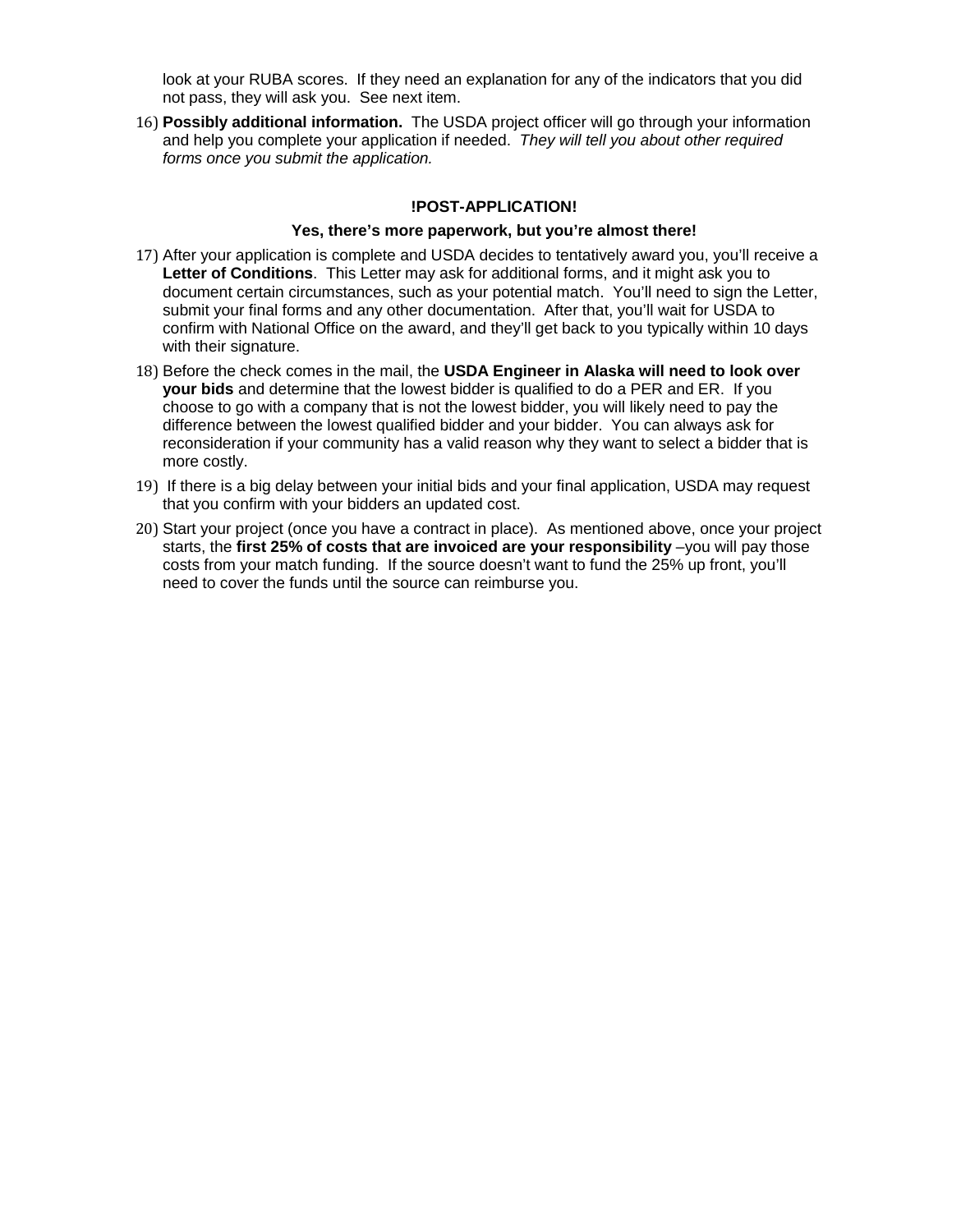look at your RUBA scores. If they need an explanation for any of the indicators that you did not pass, they will ask you. See next item.

16) **Possibly additional information.** The USDA project officer will go through your information and help you complete your application if needed. *They will tell you about other required forms once you submit the application.*

**!POST-APPLICATION!**

**Yes, there's more paperwork, but you're almost there!**

17) After your application is complete and USDA decides to tentatively award you, you'll receive a **Letter of Conditions**. This Letter may ask for additional forms, and it might ask you to document certain circumstances, such as your potential match. You'll need to sign the Letter, submit your final forms and any other documentation. After that, you'll wait for USDA to confirm with National Office on the award, and they'll get back to you typically within 10 days with their signature.

18) Before the check comes in the mail, the **USDA Engineer in Alaska will need to look over your bids** and determine that the lowest bidder is qualified to do a PER and ER. If you choose to go with a company that is not the lowest bidder, you will likely need to pay the difference between the lowest qualified bidder and your bidder. You can always ask for reconsideration if your community has a valid reason why they want to select a bidder that is more costly.

19) If there is a big delay between your initial bids and your final application, USDA may request that you confirm with your bidders an updated cost.

20) Start your project (once you have a contract in place). As mentioned above, once your project starts, the **first 25% of costs that are invoiced are your responsibility** –you will pay those costs from your match funding. If the source doesn't want to fund the 25% up front, you'll need to cover the funds until the source can reimburse you.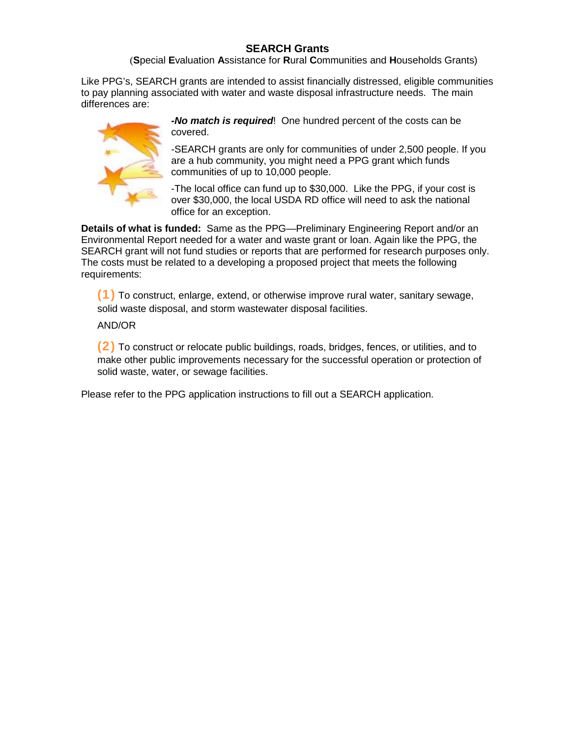## SEARCH Grants

(**S**pecial **E**valuation **A**ssistance for **R**ural **C**ommunities and **H**ouseholds Grants)

Like PPG's, SEARCH grants are intended to assist financially distressed, eligible communities to pay planning associated with water and waste disposal infrastructure needs. The main differences are:

***-No match is required***! One hundred percent of the costs can be covered.

-SEARCH grants are only for communities of under 2,500 people. If you are a hub community, you might need a PPG grant which funds communities of up to 10,000 people.

-The local office can fund up to $30,000. Like the PPG, if your cost is over $30,000, the local USDA RD office will need to ask the national office for an exception.

**Details of what is funded:** Same as the PPG—Preliminary Engineering Report and/or an Environmental Report needed for a water and waste grant or loan. Again like the PPG, the SEARCH grant will not fund studies or reports that are performed for research purposes only. The costs must be related to a developing a proposed project that meets the following requirements:

**(1)** To construct, enlarge, extend, or otherwise improve rural water, sanitary sewage, solid waste disposal, and storm wastewater disposal facilities.

AND/OR

**(2)** To construct or relocate public buildings, roads, bridges, fences, or utilities, and to make other public improvements necessary for the successful operation or protection of solid waste, water, or sewage facilities.

Please refer to the PPG application instructions to fill out a SEARCH application.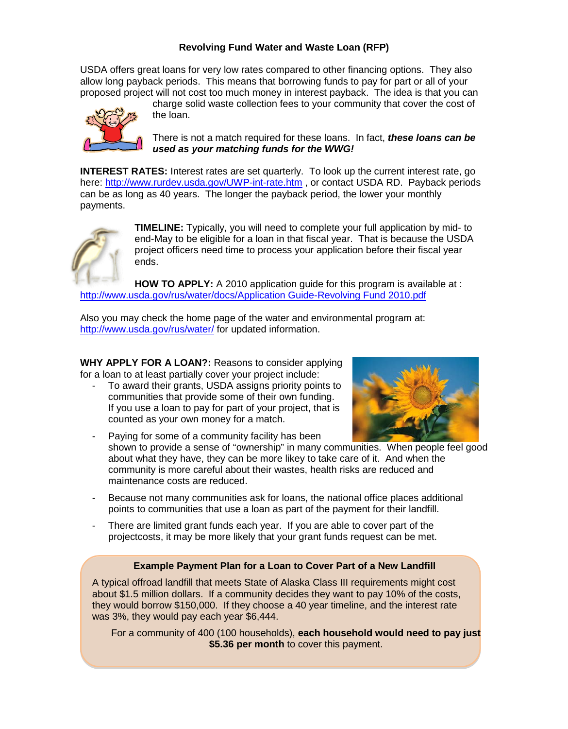## Revolving Fund Water and Waste Loan (RFP)

USDA offers great loans for very low rates compared to other financing options. They also allow long payback periods. This means that borrowing funds to pay for part or all of your proposed project will not cost too much money in interest payback. The idea is that you can charge solid waste collection fees to your community that cover the cost of the loan.

There is not a match required for these loans. In fact, ***these loans can be used as your matching funds for the WWG!***

**INTEREST RATES:** Interest rates are set quarterly. To look up the current interest rate, go here: http://www.rurdev.usda.gov/UWP-int-rate.htm , or contact USDA RD. Payback periods can be as long as 40 years. The longer the payback period, the lower your monthly payments.

**TIMELINE:** Typically, you will need to complete your full application by mid- to end-May to be eligible for a loan in that fiscal year. That is because the USDA project officers need time to process your application before their fiscal year ends.

**HOW TO APPLY:** A 2010 application guide for this program is available at : http://www.usda.gov/rus/water/docs/Application Guide-Revolving Fund 2010.pdf

Also you may check the home page of the water and environmental program at: http://www.usda.gov/rus/water/ for updated information.

**WHY APPLY FOR A LOAN?:** Reasons to consider applying for a loan to at least partially cover your project include:

- To award their grants, USDA assigns priority points to communities that provide some of their own funding. If you use a loan to pay for part of your project, that is counted as your own money for a match.
- Paying for some of a community facility has been shown to provide a sense of "ownership" in many communities. When people feel good about what they have, they can be more likey to take care of it. And when the community is more careful about their wastes, health risks are reduced and maintenance costs are reduced.
- Because not many communities ask for loans, the national office places additional points to communities that use a loan as part of the payment for their landfill.
- There are limited grant funds each year. If you are able to cover part of the projectcosts, it may be more likely that your grant funds request can be met.

**Example Payment Plan for a Loan to Cover Part of a New Landfill**

A typical offroad landfill that meets State of Alaska Class III requirements might cost about $1.5 million dollars. If a community decides they want to pay 10% of the costs, they would borrow $150,000. If they choose a 40 year timeline, and the interest rate was 3%, they would pay each year $6,444.

For a community of 400 (100 households), **each household would need to pay just $5.36 per month** to cover this payment.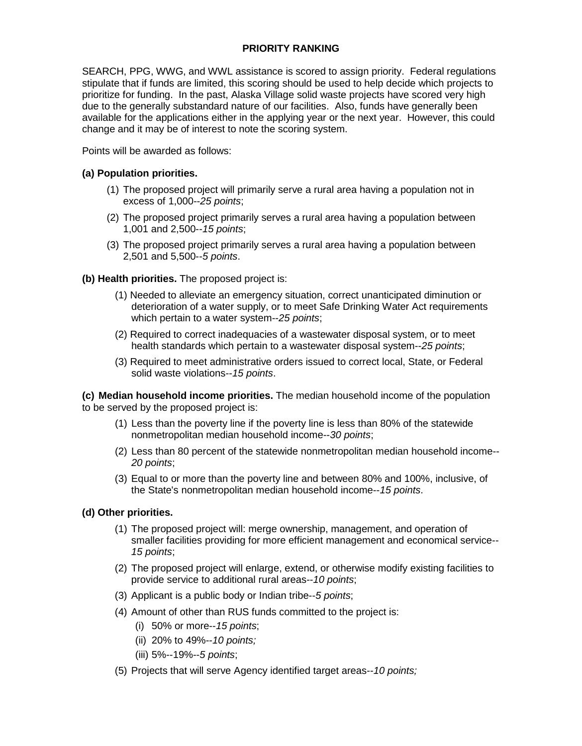# PRIORITY RANKING

SEARCH, PPG, WWG, and WWL assistance is scored to assign priority. Federal regulations stipulate that if funds are limited, this scoring should be used to help decide which projects to prioritize for funding. In the past, Alaska Village solid waste projects have scored very high due to the generally substandard nature of our facilities. Also, funds have generally been available for the applications either in the applying year or the next year. However, this could change and it may be of interest to note the scoring system.

Points will be awarded as follows:

**(a) Population priorities.**

(1) The proposed project will primarily serve a rural area having a population not in excess of 1,000--*25 points*;

(2) The proposed project primarily serves a rural area having a population between 1,001 and 2,500--*15 points*;

(3) The proposed project primarily serves a rural area having a population between 2,501 and 5,500--*5 points*.

**(b) Health priorities.** The proposed project is:

(1) Needed to alleviate an emergency situation, correct unanticipated diminution or deterioration of a water supply, or to meet Safe Drinking Water Act requirements which pertain to a water system--*25 points*;

(2) Required to correct inadequacies of a wastewater disposal system, or to meet health standards which pertain to a wastewater disposal system--*25 points*;

(3) Required to meet administrative orders issued to correct local, State, or Federal solid waste violations--*15 points*.

**(c) Median household income priorities.** The median household income of the population to be served by the proposed project is:

(1) Less than the poverty line if the poverty line is less than 80% of the statewide nonmetropolitan median household income--*30 points*;

(2) Less than 80 percent of the statewide nonmetropolitan median household income--*20 points*;

(3) Equal to or more than the poverty line and between 80% and 100%, inclusive, of the State's nonmetropolitan median household income--*15 points*.

**(d) Other priorities.**

(1) The proposed project will: merge ownership, management, and operation of smaller facilities providing for more efficient management and economical service--*15 points*;

(2) The proposed project will enlarge, extend, or otherwise modify existing facilities to provide service to additional rural areas--*10 points*;

(3) Applicant is a public body or Indian tribe--*5 points*;

(4) Amount of other than RUS funds committed to the project is:

   (i) 50% or more--*15 points*;

   (ii) 20% to 49%--*10 points;*

   (iii) 5%--19%--*5 points*;

(5) Projects that will serve Agency identified target areas--*10 points;*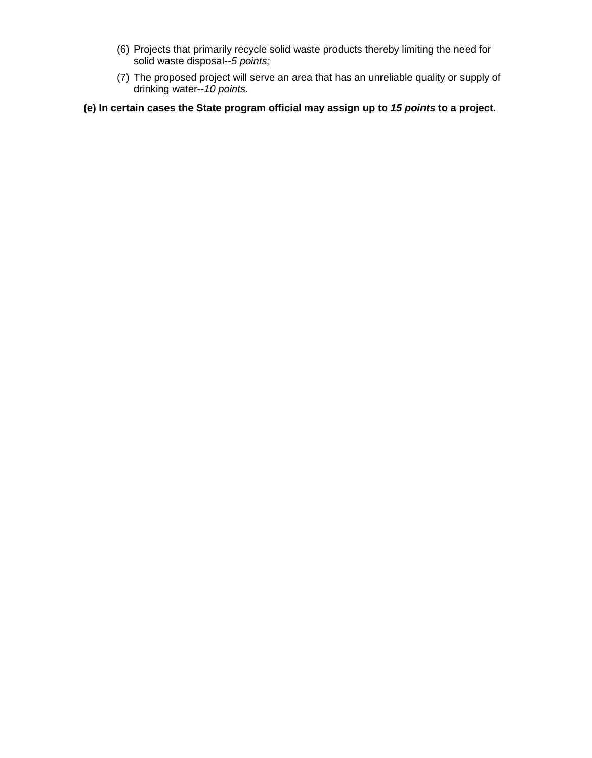(6) Projects that primarily recycle solid waste products thereby limiting the need for solid waste disposal--*5 points;*

(7) The proposed project will serve an area that has an unreliable quality or supply of drinking water--*10 points.*

**(e) In certain cases the State program official may assign up to *15 points* to a project.**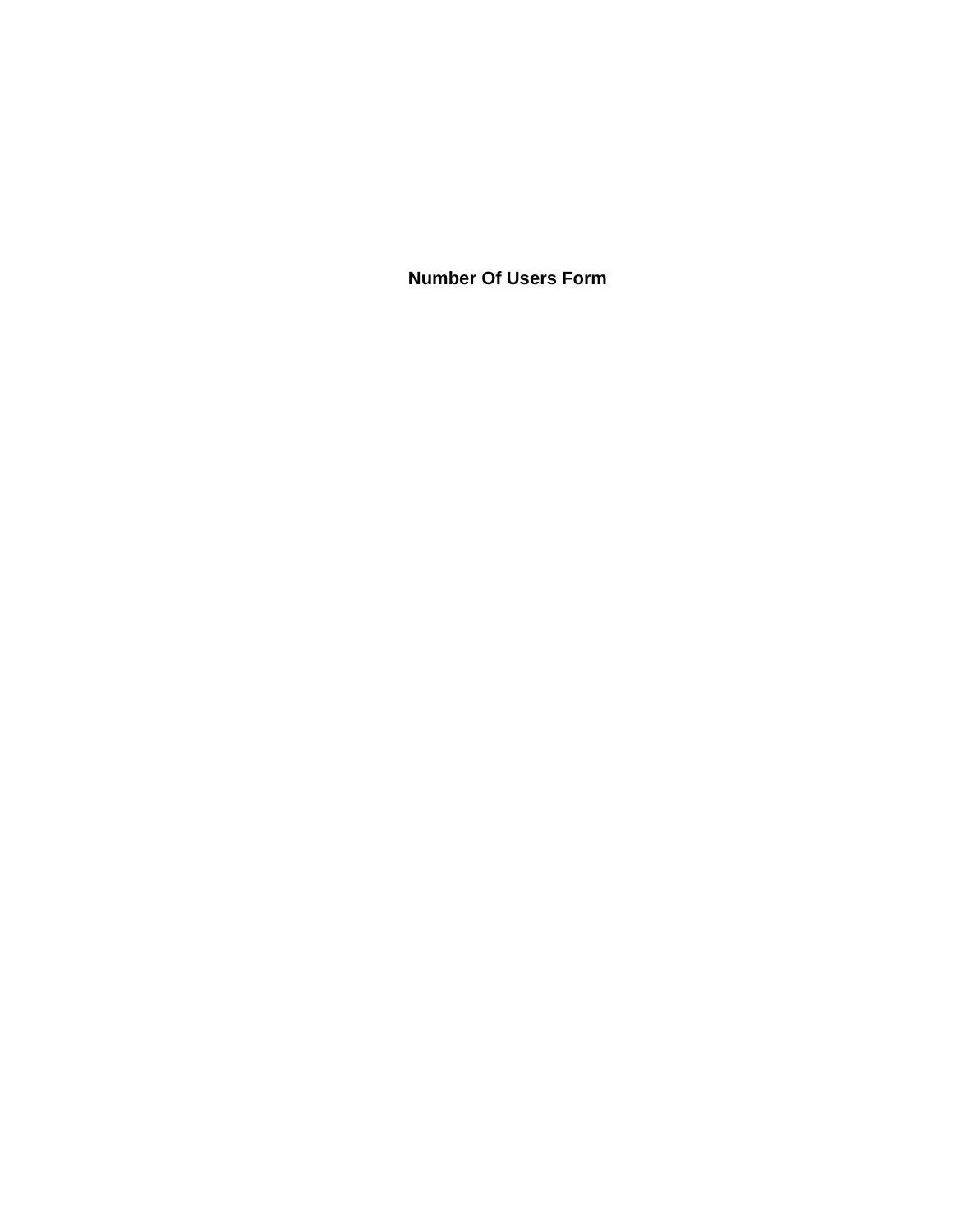## Number Of Users Form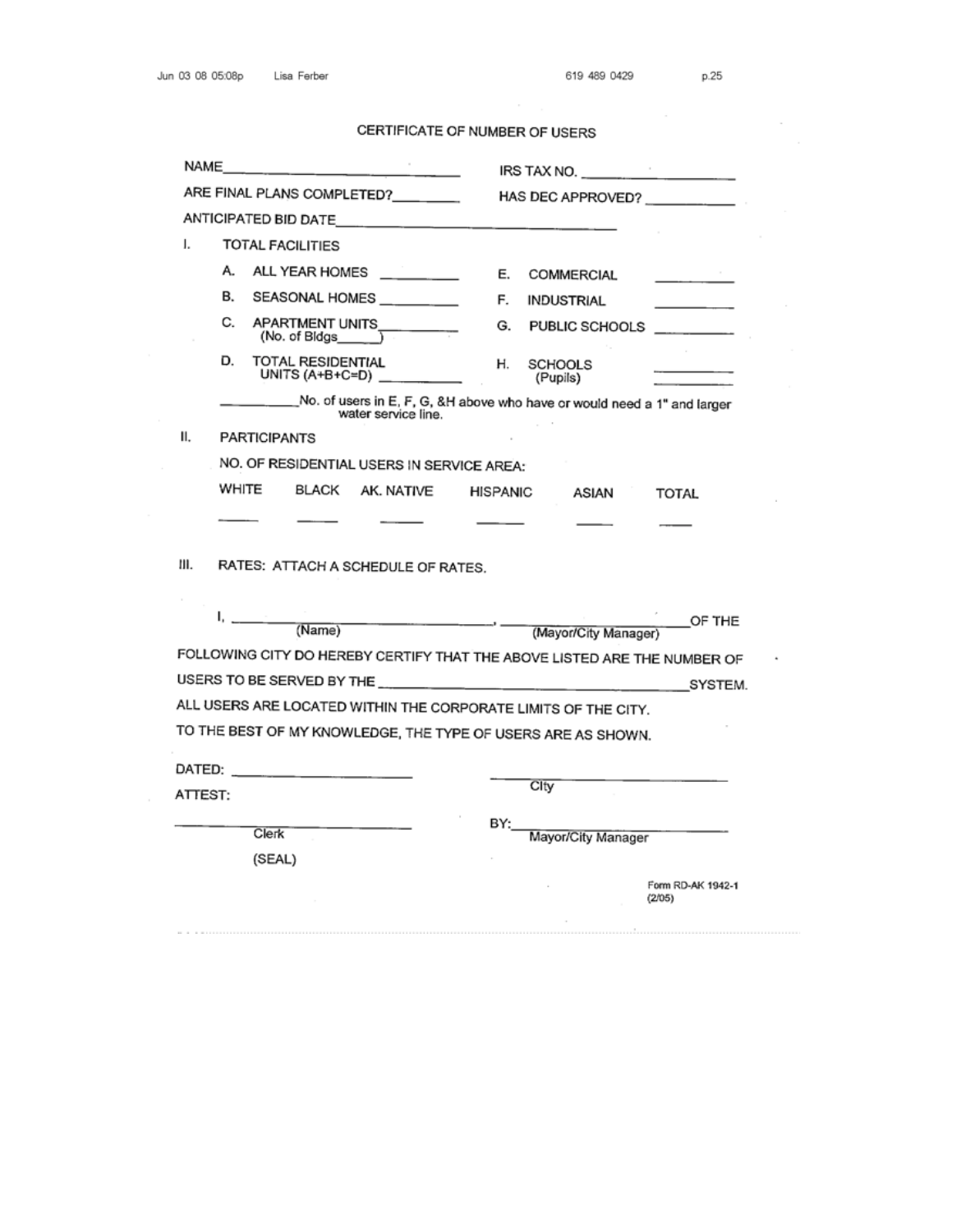# CERTIFICATE OF NUMBER OF USERS

NAME________________________________ IRS TAX NO. ____________________

ARE FINAL PLANS COMPLETED?_________ HAS DEC APPROVED? ____________

ANTICIPATED BID DATE_________________________________________

I. TOTAL FACILITIES

A. ALL YEAR HOMES __________ E. COMMERCIAL __________

B. SEASONAL HOMES __________ F. INDUSTRIAL __________

C. APARTMENT UNITS__________ (No. of Bldgs______) G. PUBLIC SCHOOLS __________

D. TOTAL RESIDENTIAL UNITS (A+B+C=D) __________ H. SCHOOLS (Pupils) __________

__________No. of users in E, F, G, &H above who have or would need a 1" and larger water service line.

II. PARTICIPANTS

NO. OF RESIDENTIAL USERS IN SERVICE AREA:

| WHITE | BLACK | AK. NATIVE | HISPANIC | ASIAN | TOTAL |
|---|---|---|---|---|---|
| _____ | _____ | _____ | _____ | _____ | _____ |

III. RATES: ATTACH A SCHEDULE OF RATES.

I, ________________________________ (Name), ____________________________ (Mayor/City Manager) OF THE FOLLOWING CITY DO HEREBY CERTIFY THAT THE ABOVE LISTED ARE THE NUMBER OF USERS TO BE SERVED BY THE ____________________________________________ SYSTEM. ALL USERS ARE LOCATED WITHIN THE CORPORATE LIMITS OF THE CITY. TO THE BEST OF MY KNOWLEDGE, THE TYPE OF USERS ARE AS SHOWN.

DATED: ______________________ ____________________________ City

ATTEST:

______________________________ Clerk

(SEAL)

BY:____________________________ Mayor/City Manager

Form RD-AK 1942-1 (2/05)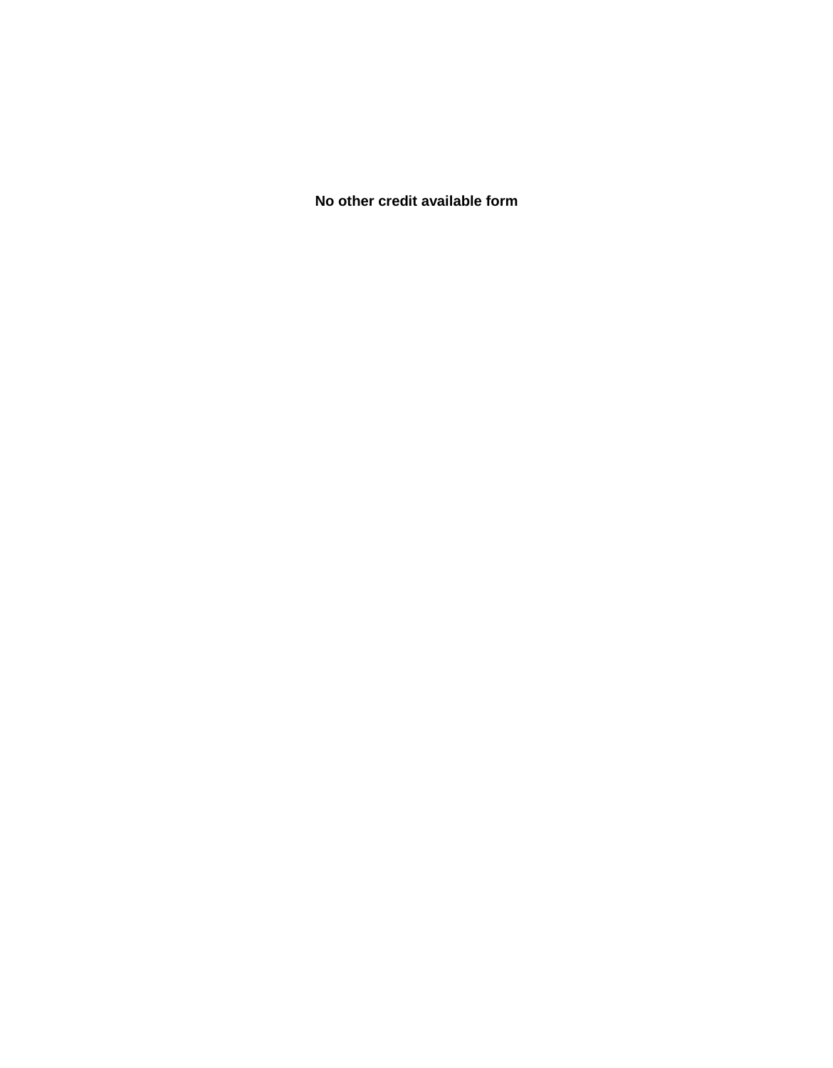**No other credit available form**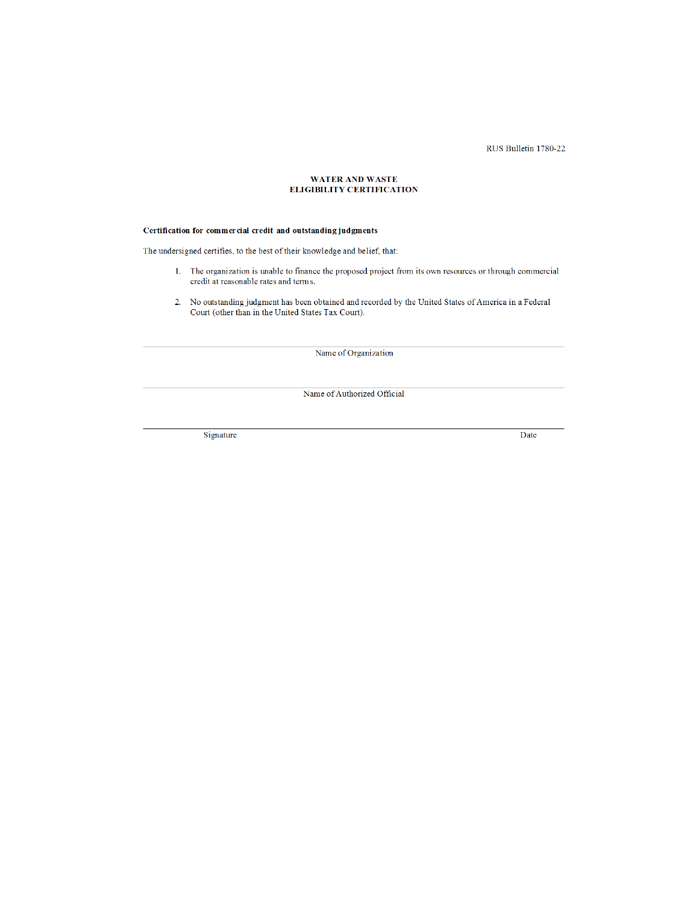RUS Bulletin 1780-22

# WATER AND WASTE
# ELIGIBILITY CERTIFICATION

**Certification for commercial credit and outstanding judgments**

The undersigned certifies, to the best of their knowledge and belief, that:

1. The organization is unable to finance the proposed project from its own resources or through commercial credit at reasonable rates and terms.

2. No outstanding judgment has been obtained and recorded by the United States of America in a Federal Court (other than in the United States Tax Court).

______________________________________________
Name of Organization

______________________________________________
Name of Authorized Official

______________________________________________
Signature                                                                                    Date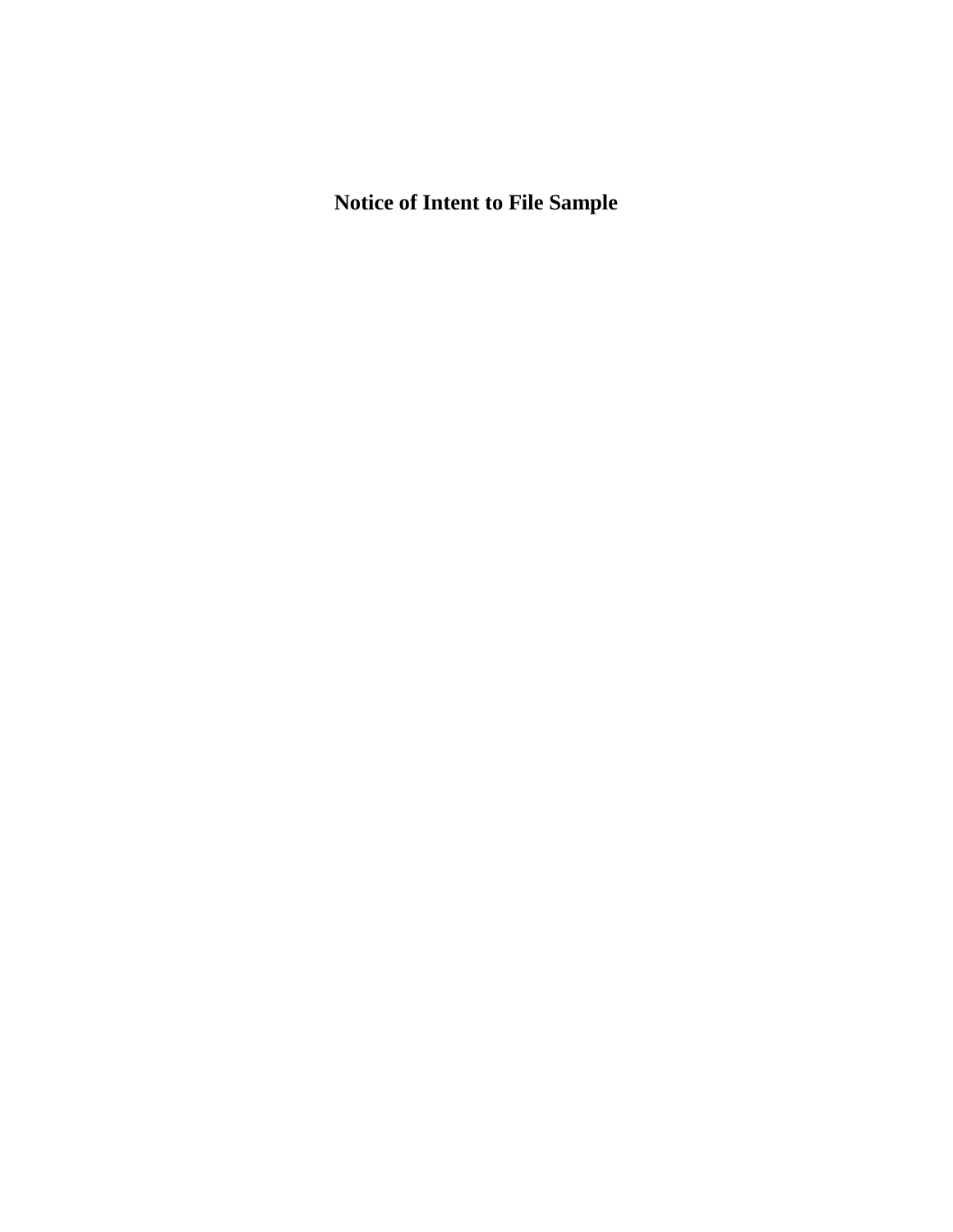**Notice of Intent to File Sample**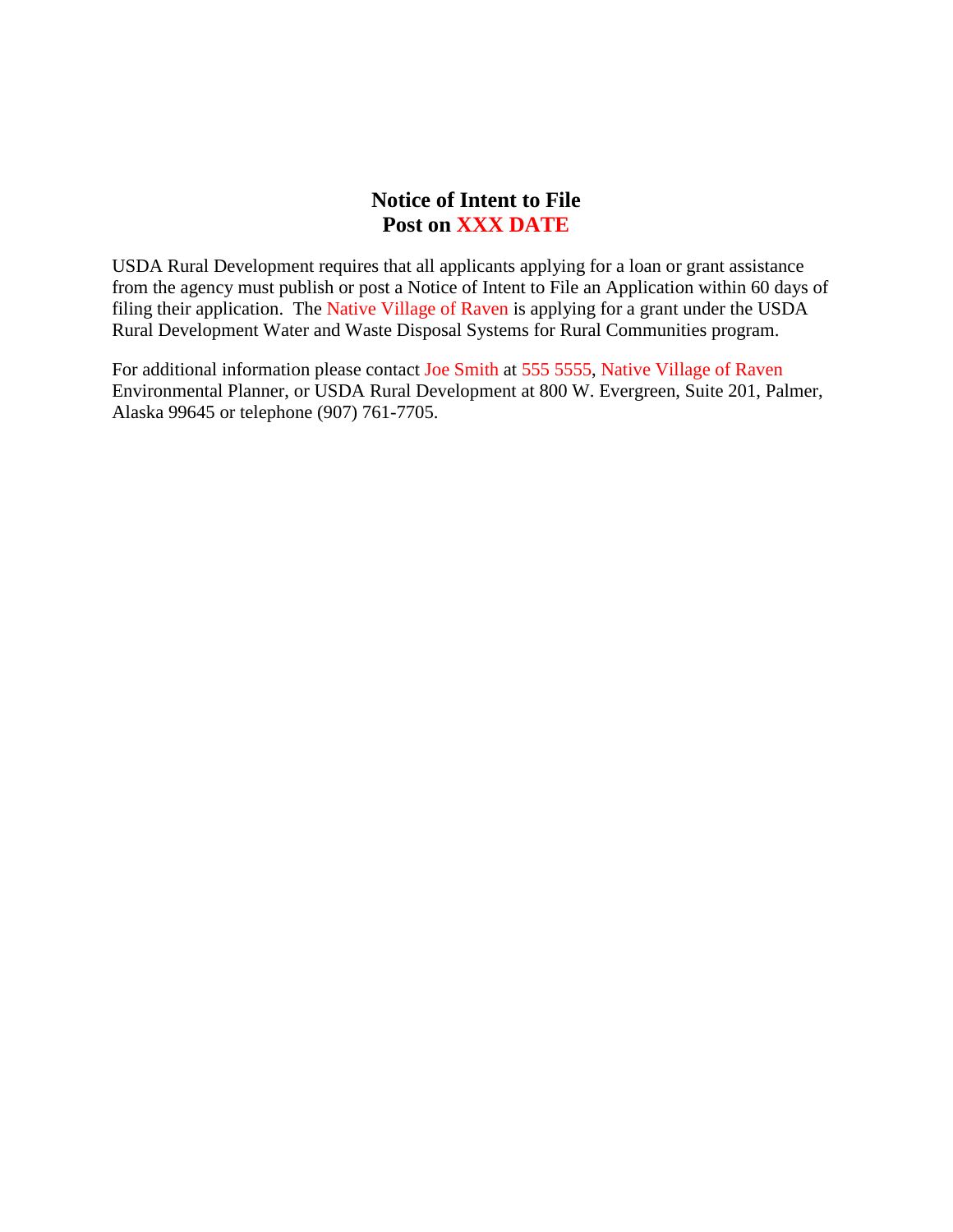# Notice of Intent to File
# Post on XXX DATE

USDA Rural Development requires that all applicants applying for a loan or grant assistance from the agency must publish or post a Notice of Intent to File an Application within 60 days of filing their application. The Native Village of Raven is applying for a grant under the USDA Rural Development Water and Waste Disposal Systems for Rural Communities program.

For additional information please contact Joe Smith at 555 5555, Native Village of Raven Environmental Planner, or USDA Rural Development at 800 W. Evergreen, Suite 201, Palmer, Alaska 99645 or telephone (907) 761-7705.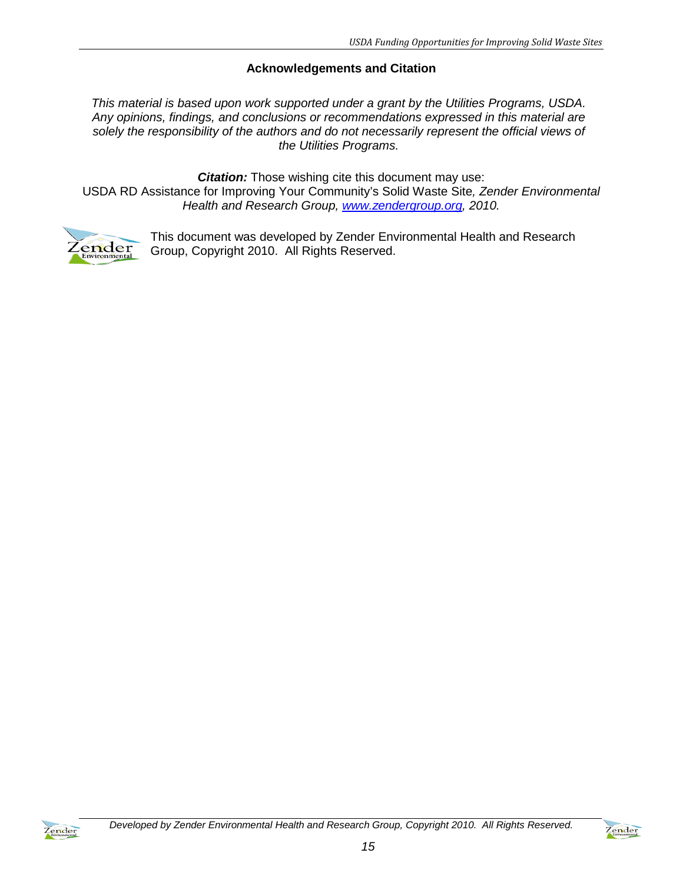## Acknowledgements and Citation

*This material is based upon work supported under a grant by the Utilities Programs, USDA. Any opinions, findings, and conclusions or recommendations expressed in this material are solely the responsibility of the authors and do not necessarily represent the official views of the Utilities Programs.*

***Citation:*** Those wishing cite this document may use:
USDA RD Assistance for Improving Your Community's Solid Waste Site*, Zender Environmental Health and Research Group, [www.zendergroup.org](http://www.zendergroup.org), 2010.*

This document was developed by Zender Environmental Health and Research Group, Copyright 2010. All Rights Reserved.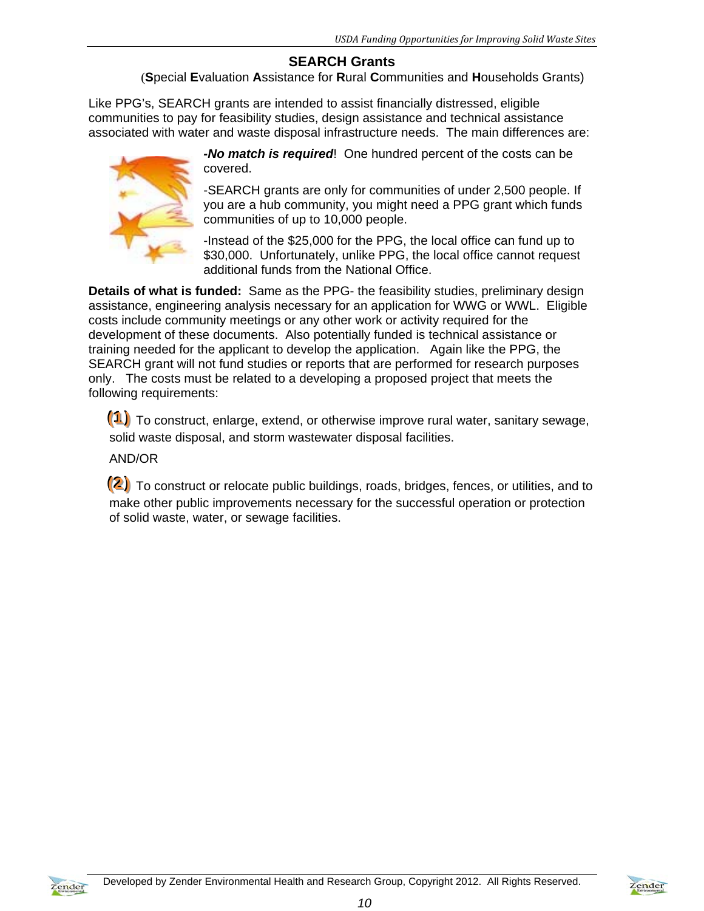## SEARCH Grants

(**S**pecial **E**valuation **A**ssistance for **R**ural **C**ommunities and **H**ouseholds Grants)

Like PPG's, SEARCH grants are intended to assist financially distressed, eligible communities to pay for feasibility studies, design assistance and technical assistance associated with water and waste disposal infrastructure needs. The main differences are:

***-No match is required***! One hundred percent of the costs can be covered.

-SEARCH grants are only for communities of under 2,500 people. If you are a hub community, you might need a PPG grant which funds communities of up to 10,000 people.

-Instead of the $25,000 for the PPG, the local office can fund up to $30,000. Unfortunately, unlike PPG, the local office cannot request additional funds from the National Office.

**Details of what is funded:** Same as the PPG- the feasibility studies, preliminary design assistance, engineering analysis necessary for an application for WWG or WWL. Eligible costs include community meetings or any other work or activity required for the development of these documents. Also potentially funded is technical assistance or training needed for the applicant to develop the application. Again like the PPG, the SEARCH grant will not fund studies or reports that are performed for research purposes only. The costs must be related to a developing a proposed project that meets the following requirements:

**(1)** To construct, enlarge, extend, or otherwise improve rural water, sanitary sewage, solid waste disposal, and storm wastewater disposal facilities.

AND/OR

**(2)** To construct or relocate public buildings, roads, bridges, fences, or utilities, and to make other public improvements necessary for the successful operation or protection of solid waste, water, or sewage facilities.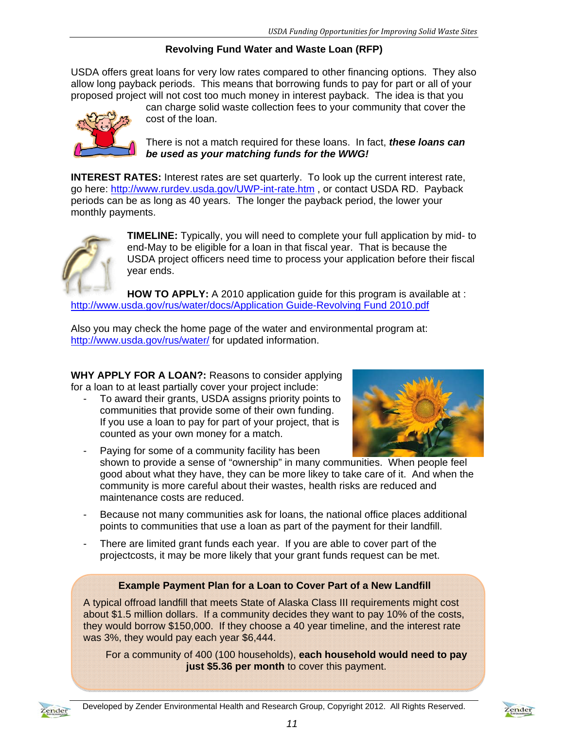## Revolving Fund Water and Waste Loan (RFP)

USDA offers great loans for very low rates compared to other financing options. They also allow long payback periods. This means that borrowing funds to pay for part or all of your proposed project will not cost too much money in interest payback. The idea is that you can charge solid waste collection fees to your community that cover the cost of the loan.

There is not a match required for these loans. In fact, ***these loans can be used as your matching funds for the WWG!***

**INTEREST RATES:** Interest rates are set quarterly. To look up the current interest rate, go here: http://www.rurdev.usda.gov/UWP-int-rate.htm , or contact USDA RD. Payback periods can be as long as 40 years. The longer the payback period, the lower your monthly payments.

**TIMELINE:** Typically, you will need to complete your full application by mid- to end-May to be eligible for a loan in that fiscal year. That is because the USDA project officers need time to process your application before their fiscal year ends.

**HOW TO APPLY:** A 2010 application guide for this program is available at : http://www.usda.gov/rus/water/docs/Application Guide-Revolving Fund 2010.pdf

Also you may check the home page of the water and environmental program at: http://www.usda.gov/rus/water/ for updated information.

**WHY APPLY FOR A LOAN?:** Reasons to consider applying for a loan to at least partially cover your project include:

- To award their grants, USDA assigns priority points to communities that provide some of their own funding. If you use a loan to pay for part of your project, that is counted as your own money for a match.
- Paying for some of a community facility has been shown to provide a sense of "ownership" in many communities. When people feel good about what they have, they can be more likey to take care of it. And when the community is more careful about their wastes, health risks are reduced and maintenance costs are reduced.
- Because not many communities ask for loans, the national office places additional points to communities that use a loan as part of the payment for their landfill.
- There are limited grant funds each year. If you are able to cover part of the projectcosts, it may be more likely that your grant funds request can be met.

**Example Payment Plan for a Loan to Cover Part of a New Landfill**

A typical offroad landfill that meets State of Alaska Class III requirements might cost about $1.5 million dollars. If a community decides they want to pay 10% of the costs, they would borrow $150,000. If they choose a 40 year timeline, and the interest rate was 3%, they would pay each year $6,444.

For a community of 400 (100 households), **each household would need to pay just $5.36 per month** to cover this payment.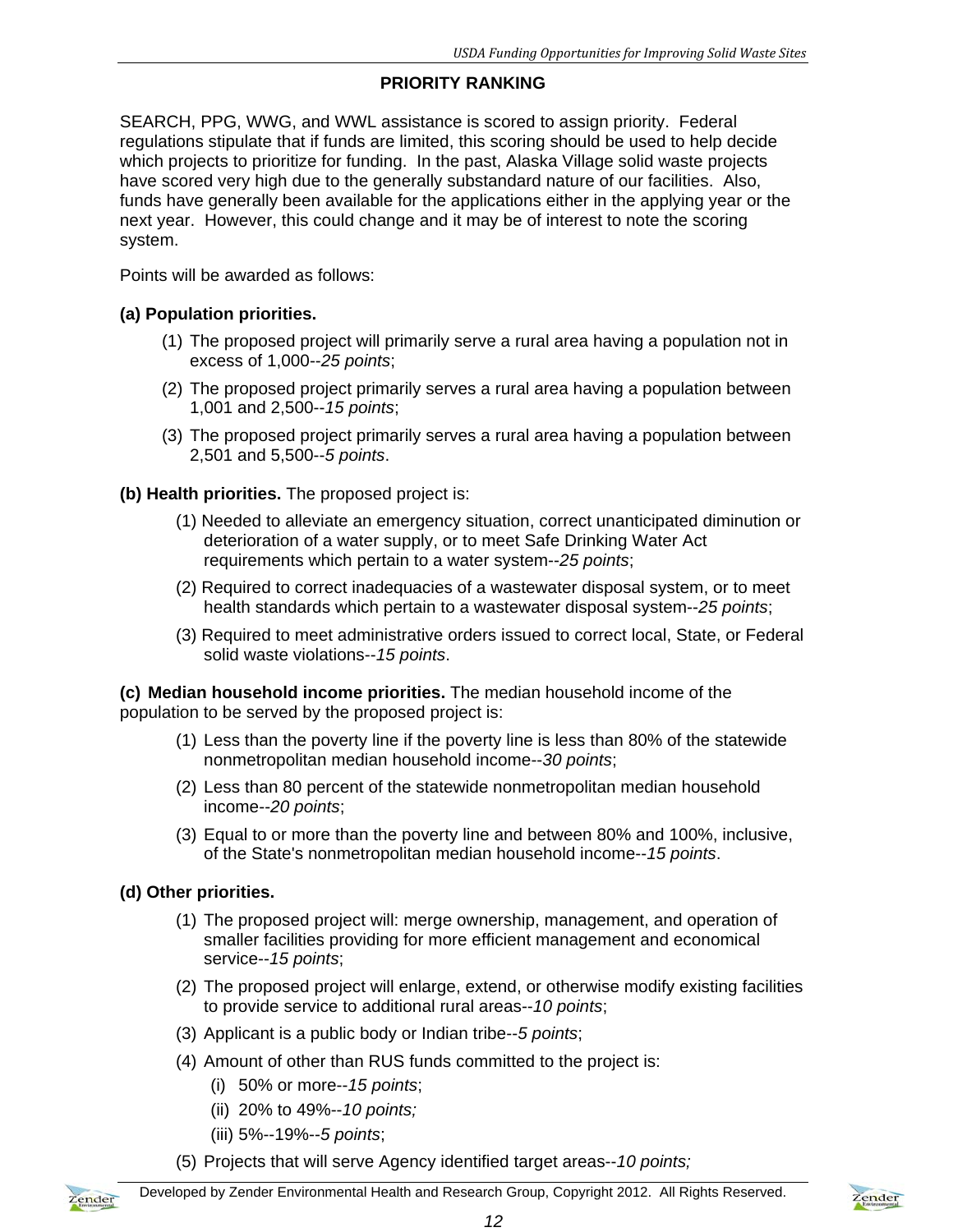## PRIORITY RANKING

SEARCH, PPG, WWG, and WWL assistance is scored to assign priority. Federal regulations stipulate that if funds are limited, this scoring should be used to help decide which projects to prioritize for funding. In the past, Alaska Village solid waste projects have scored very high due to the generally substandard nature of our facilities. Also, funds have generally been available for the applications either in the applying year or the next year. However, this could change and it may be of interest to note the scoring system.

Points will be awarded as follows:

**(a) Population priorities.**

(1) The proposed project will primarily serve a rural area having a population not in excess of 1,000--*25 points*;

(2) The proposed project primarily serves a rural area having a population between 1,001 and 2,500--*15 points*;

(3) The proposed project primarily serves a rural area having a population between 2,501 and 5,500--*5 points*.

**(b) Health priorities.** The proposed project is:

(1) Needed to alleviate an emergency situation, correct unanticipated diminution or deterioration of a water supply, or to meet Safe Drinking Water Act requirements which pertain to a water system--*25 points*;

(2) Required to correct inadequacies of a wastewater disposal system, or to meet health standards which pertain to a wastewater disposal system--*25 points*;

(3) Required to meet administrative orders issued to correct local, State, or Federal solid waste violations--*15 points*.

**(c) Median household income priorities.** The median household income of the population to be served by the proposed project is:

(1) Less than the poverty line if the poverty line is less than 80% of the statewide nonmetropolitan median household income--*30 points*;

(2) Less than 80 percent of the statewide nonmetropolitan median household income--*20 points*;

(3) Equal to or more than the poverty line and between 80% and 100%, inclusive, of the State's nonmetropolitan median household income--*15 points*.

**(d) Other priorities.**

(1) The proposed project will: merge ownership, management, and operation of smaller facilities providing for more efficient management and economical service--*15 points*;

(2) The proposed project will enlarge, extend, or otherwise modify existing facilities to provide service to additional rural areas--*10 points*;

(3) Applicant is a public body or Indian tribe--*5 points*;

(4) Amount of other than RUS funds committed to the project is:

  (i) 50% or more--*15 points*;

  (ii) 20% to 49%--*10 points;*

  (iii) 5%--19%--*5 points*;

(5) Projects that will serve Agency identified target areas--*10 points;*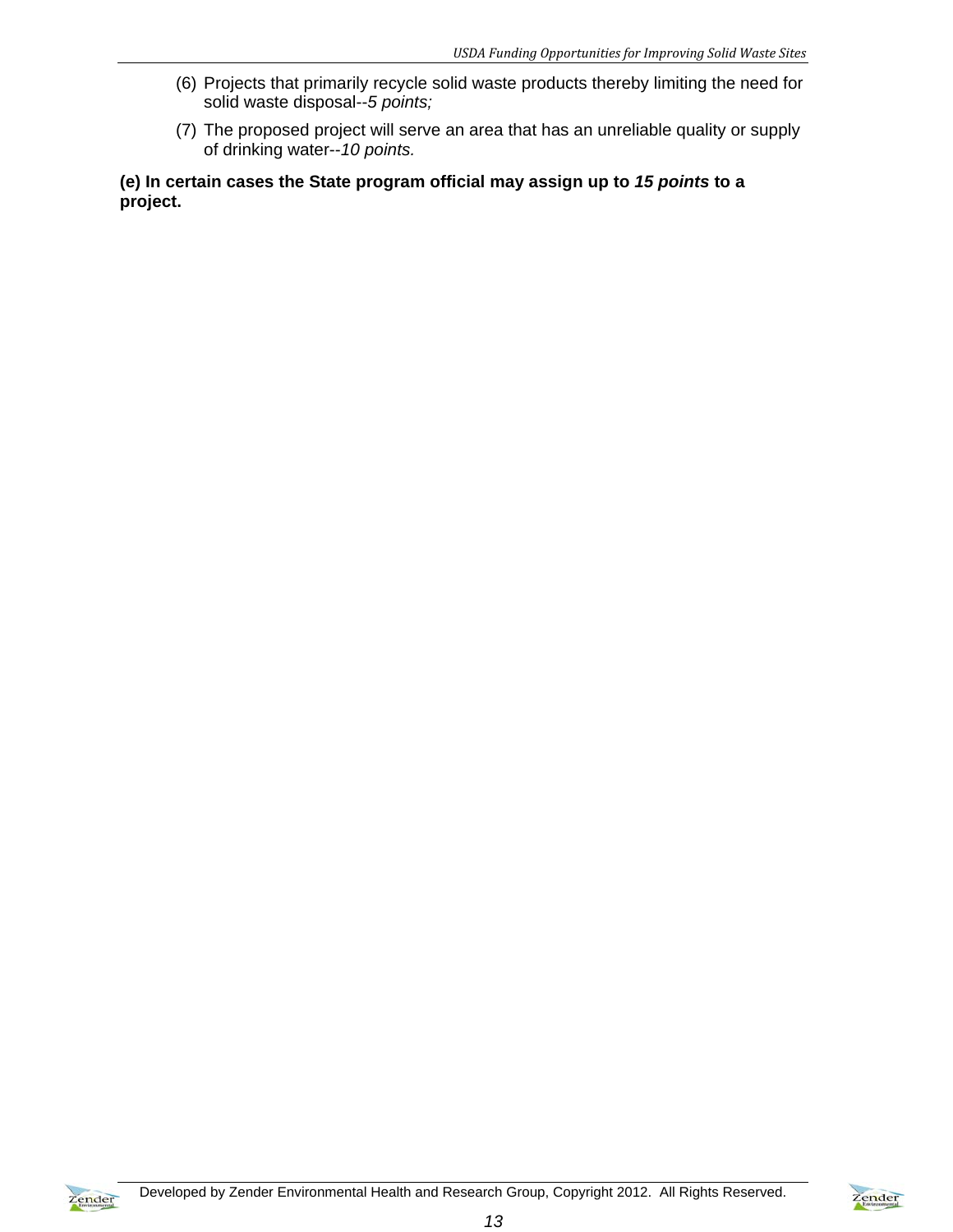(6) Projects that primarily recycle solid waste products thereby limiting the need for solid waste disposal--*5 points;*

(7) The proposed project will serve an area that has an unreliable quality or supply of drinking water--*10 points.*

**(e) In certain cases the State program official may assign up to *15 points* to a project.**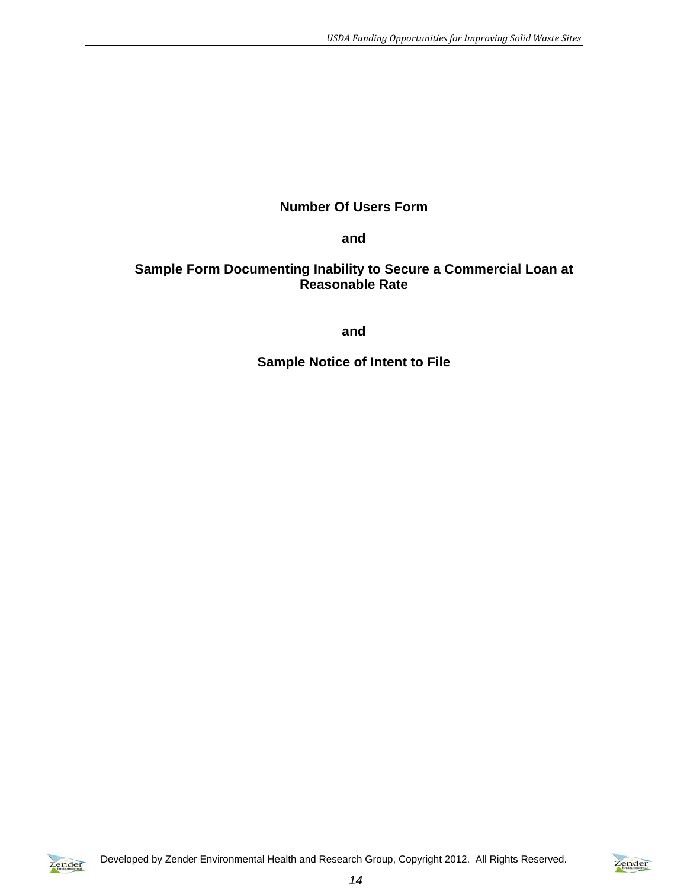**Number Of Users Form**

**and**

**Sample Form Documenting Inability to Secure a Commercial Loan at Reasonable Rate**

**and**

**Sample Notice of Intent to File**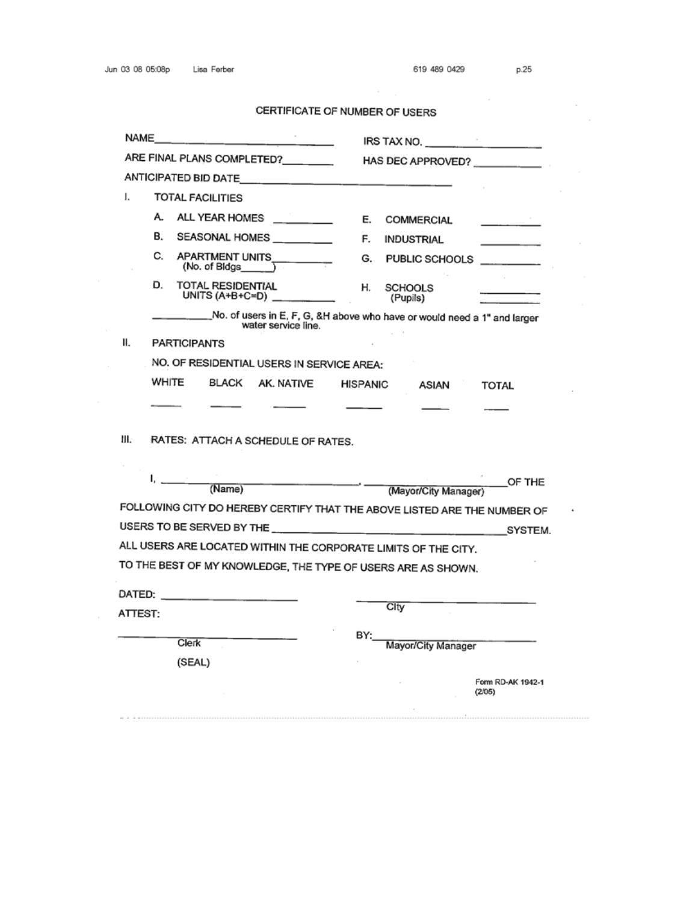# CERTIFICATE OF NUMBER OF USERS

NAME________________________ IRS TAX NO. ________________

ARE FINAL PLANS COMPLETED?________ HAS DEC APPROVED? __________

ANTICIPATED BID DATE______________________________

I. TOTAL FACILITIES

| | | | |
|---|---|---|---|
| A. ALL YEAR HOMES ________ | | E. COMMERCIAL | ________ |
| B. SEASONAL HOMES ________ | | F. INDUSTRIAL | ________ |
| C. APARTMENT UNITS________ (No. of Bldgs_____) | | G. PUBLIC SCHOOLS | ________ |
| D. TOTAL RESIDENTIAL UNITS (A+B+C=D) ________ | | H. SCHOOLS (Pupils) | ________ |

________No. of users in E, F, G, &H above who have or would need a 1" and larger water service line.

II. PARTICIPANTS

NO. OF RESIDENTIAL USERS IN SERVICE AREA:

| WHITE | BLACK | AK. NATIVE | HISPANIC | ASIAN | TOTAL |
|---|---|---|---|---|---|
| ____ | ____ | ____ | ____ | ____ | ____ |

III. RATES: ATTACH A SCHEDULE OF RATES.

I, ______________________(Name)______________________, ______________________(Mayor/City Manager)______________________OF THE FOLLOWING CITY DO HEREBY CERTIFY THAT THE ABOVE LISTED ARE THE NUMBER OF USERS TO BE SERVED BY THE ______________________________SYSTEM. ALL USERS ARE LOCATED WITHIN THE CORPORATE LIMITS OF THE CITY. TO THE BEST OF MY KNOWLEDGE, THE TYPE OF USERS ARE AS SHOWN.

DATED: ____________________ ________________________
City

ATTEST:

________________________ BY:________________________
Clerk Mayor/City Manager

(SEAL)

Form RD-AK 1942-1
(2/05)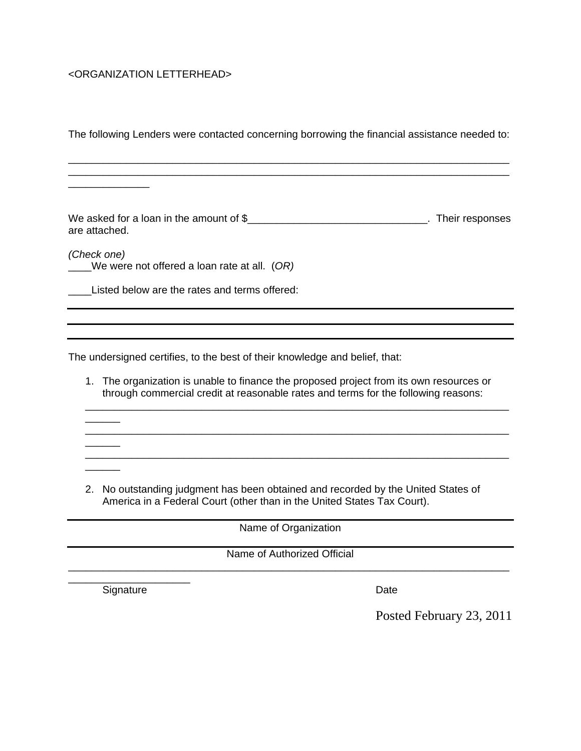<ORGANIZATION LETTERHEAD>

The following Lenders were contacted concerning borrowing the financial assistance needed to:

_____________________________________________________________________________
_____________________________________________________________________________
______________

We asked for a loan in the amount of $_______________________________. Their responses are attached.

*(Check one)*
____We were not offered a loan rate at all. (*OR)*

____Listed below are the rates and terms offered:

_____________________________________________________________________________
_____________________________________________________________________________
_____________________________________________________________________________

The undersigned certifies, to the best of their knowledge and belief, that:

1. The organization is unable to finance the proposed project from its own resources or through commercial credit at reasonable rates and terms for the following reasons:
   _____________________________________________________________________________
   _____________________________________________________________________________
   _____________________________________________________________________________

2. No outstanding judgment has been obtained and recorded by the United States of America in a Federal Court (other than in the United States Tax Court).

_____________________________________________________________________________
Name of Organization

_____________________________________________________________________________
Name of Authorized Official

_____________________________________________________________________________
Signature                                                                                    Date

Posted February 23, 2011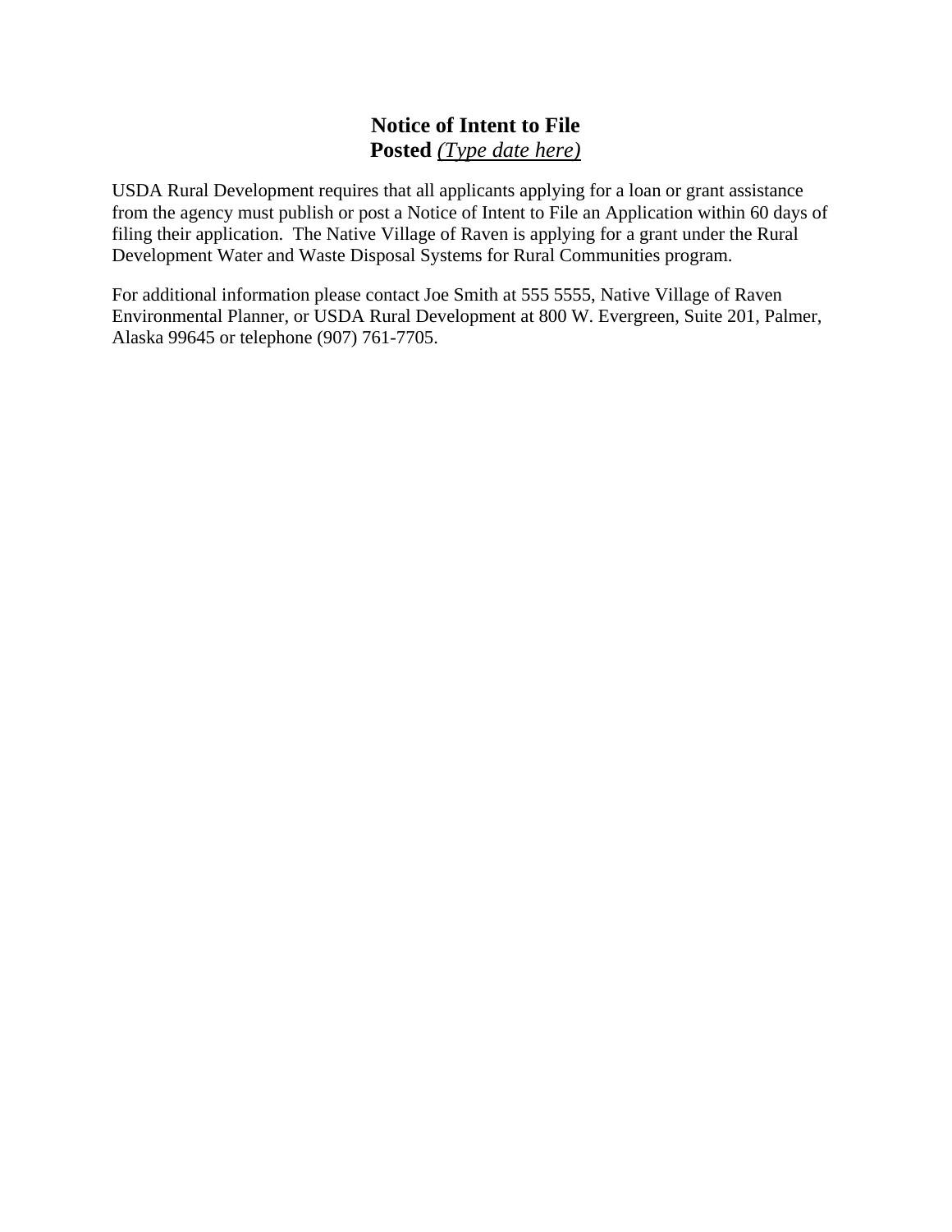# Notice of Intent to File

**Posted** *(Type date here)*

USDA Rural Development requires that all applicants applying for a loan or grant assistance from the agency must publish or post a Notice of Intent to File an Application within 60 days of filing their application. The Native Village of Raven is applying for a grant under the Rural Development Water and Waste Disposal Systems for Rural Communities program.

For additional information please contact Joe Smith at 555 5555, Native Village of Raven Environmental Planner, or USDA Rural Development at 800 W. Evergreen, Suite 201, Palmer, Alaska 99645 or telephone (907) 761-7705.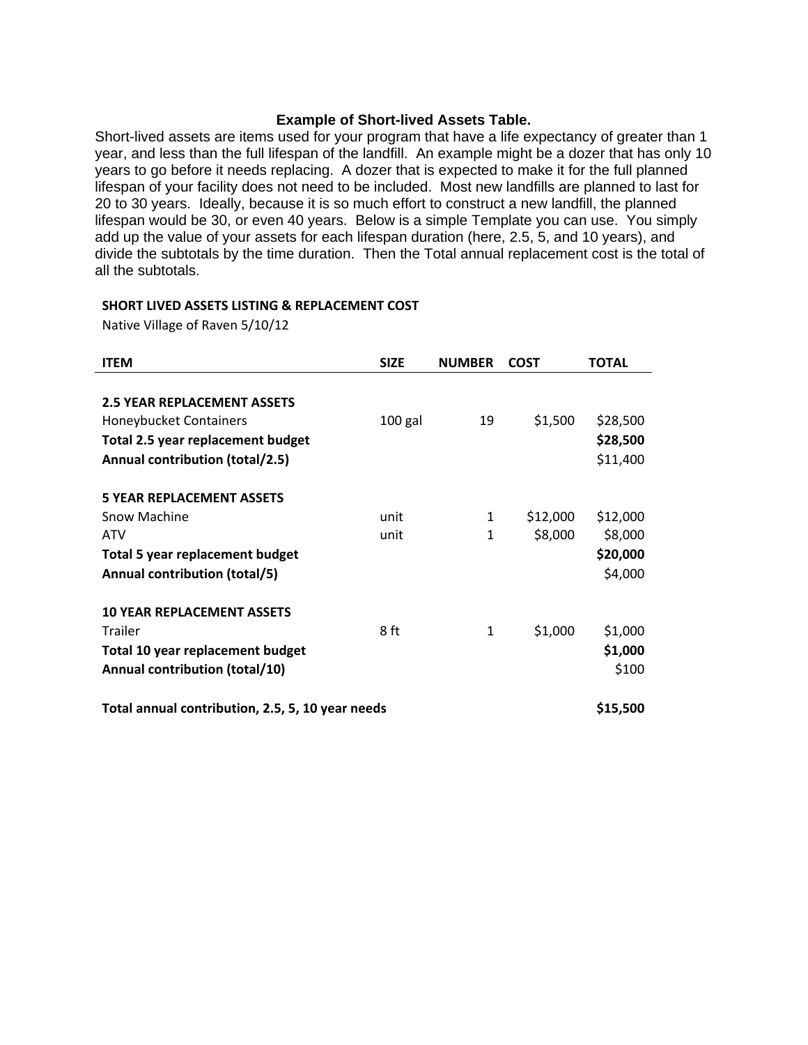### Example of Short-lived Assets Table.

Short-lived assets are items used for your program that have a life expectancy of greater than 1 year, and less than the full lifespan of the landfill. An example might be a dozer that has only 10 years to go before it needs replacing. A dozer that is expected to make it for the full planned lifespan of your facility does not need to be included. Most new landfills are planned to last for 20 to 30 years. Ideally, because it is so much effort to construct a new landfill, the planned lifespan would be 30, or even 40 years. Below is a simple Template you can use. You simply add up the value of your assets for each lifespan duration (here, 2.5, 5, and 10 years), and divide the subtotals by the time duration. Then the Total annual replacement cost is the total of all the subtotals.

**SHORT LIVED ASSETS LISTING & REPLACEMENT COST**

Native Village of Raven 5/10/12

| ITEM | SIZE | NUMBER | COST | TOTAL |
|---|---|---|---|---|
| **2.5 YEAR REPLACEMENT ASSETS** | | | | |
| Honeybucket Containers | 100 gal | 19 | $1,500 | $28,500 |
| **Total 2.5 year replacement budget** | | | | **$28,500** |
| **Annual contribution (total/2.5)** | | | | $11,400 |
| **5 YEAR REPLACEMENT ASSETS** | | | | |
| Snow Machine | unit | 1 | $12,000 | $12,000 |
| ATV | unit | 1 | $8,000 | $8,000 |
| **Total 5 year replacement budget** | | | | **$20,000** |
| **Annual contribution (total/5)** | | | | $4,000 |
| **10 YEAR REPLACEMENT ASSETS** | | | | |
| Trailer | 8 ft | 1 | $1,000 | $1,000 |
| **Total 10 year replacement budget** | | | | **$1,000** |
| **Annual contribution (total/10)** | | | | $100 |
| **Total annual contribution, 2.5, 5, 10 year needs** | | | | **$15,500** |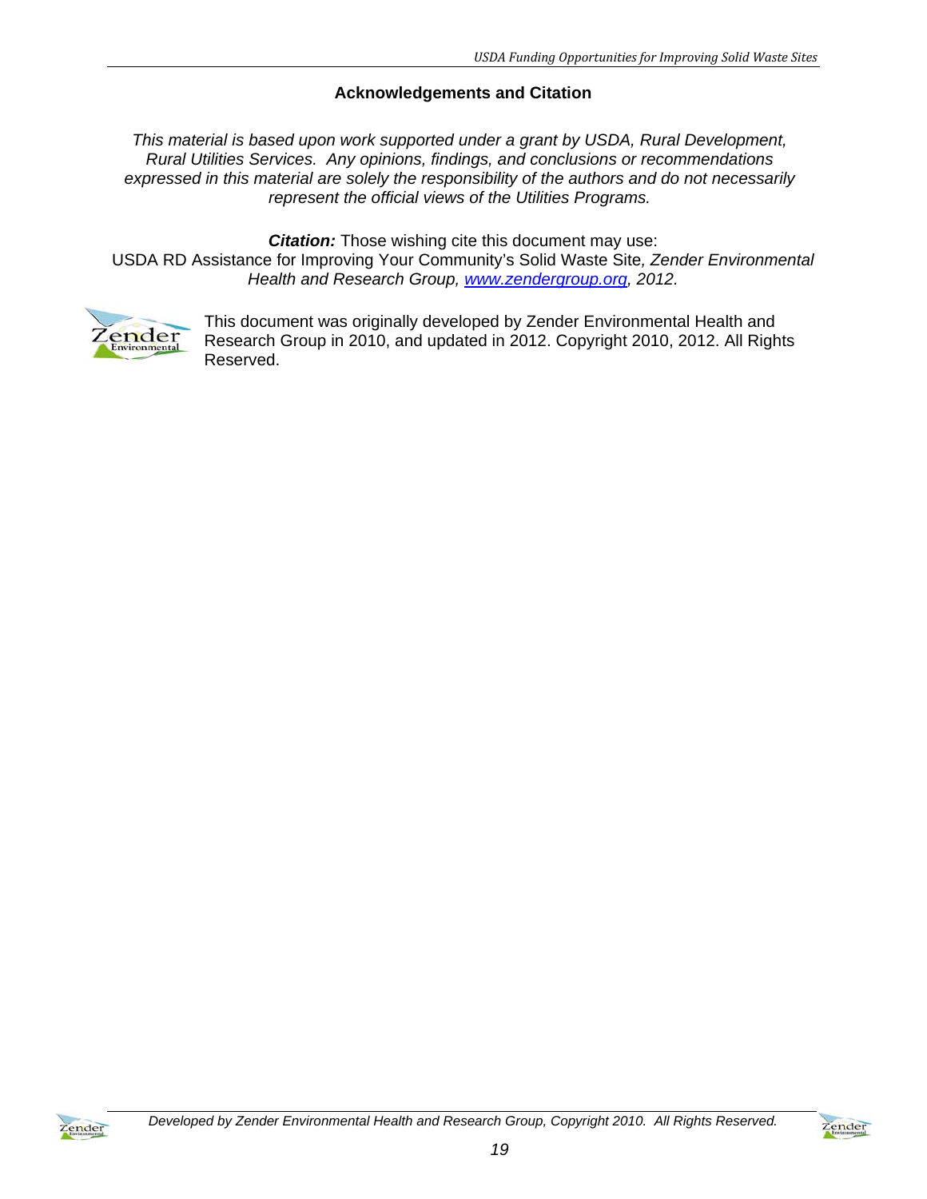## Acknowledgements and Citation

*This material is based upon work supported under a grant by USDA, Rural Development, Rural Utilities Services. Any opinions, findings, and conclusions or recommendations expressed in this material are solely the responsibility of the authors and do not necessarily represent the official views of the Utilities Programs.*

***Citation:*** Those wishing cite this document may use:
USDA RD Assistance for Improving Your Community's Solid Waste Site*, Zender Environmental Health and Research Group, [www.zendergroup.org](http://www.zendergroup.org), 2012.*

This document was originally developed by Zender Environmental Health and Research Group in 2010, and updated in 2012. Copyright 2010, 2012. All Rights Reserved.